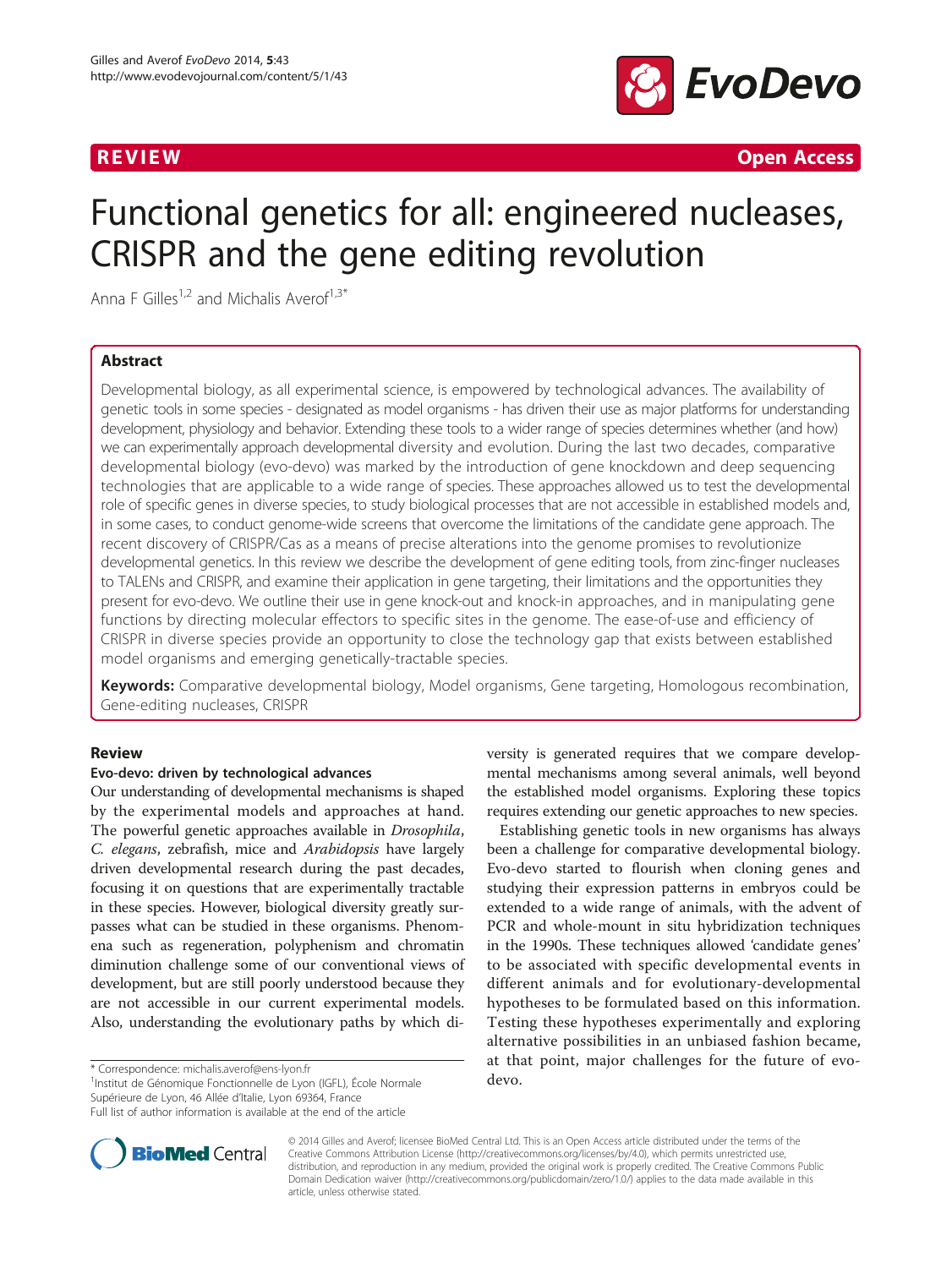REVIEW Open Access

# Functional genetics for all: engineered nucleases, CRISPR and the gene editing revolution

Anna F Gilles[1,2] and Michalis Averof[1,3*]

## Abstract

Developmental biology, as all experimental science, is empowered by technological advances. The availability of genetic tools in some species - designated as model organisms - has driven their use as major platforms for understanding development, physiology and behavior. Extending these tools to a wider range of species determines whether (and how) we can experimentally approach developmental diversity and evolution. During the last two decades, comparative developmental biology (evo-devo) was marked by the introduction of gene knockdown and deep sequencing technologies that are applicable to a wide range of species. These approaches allowed us to test the developmental role of specific genes in diverse species, to study biological processes that are not accessible in established models and, in some cases, to conduct genome-wide screens that overcome the limitations of the candidate gene approach. The recent discovery of CRISPR/Cas as a means of precise alterations into the genome promises to revolutionize developmental genetics. In this review we describe the development of gene editing tools, from zinc-finger nucleases to TALENs and CRISPR, and examine their application in gene targeting, their limitations and the opportunities they present for evo-devo. We outline their use in gene knock-out and knock-in approaches, and in manipulating gene functions by directing molecular effectors to specific sites in the genome. The ease-of-use and efficiency of CRISPR in diverse species provide an opportunity to close the technology gap that exists between established model organisms and emerging genetically-tractable species.

**Keywords:** Comparative developmental biology, Model organisms, Gene targeting, Homologous recombination, Gene-editing nucleases, CRISPR

## Review

### Evo-devo: driven by technological advances

Our understanding of developmental mechanisms is shaped by the experimental models and approaches at hand. The powerful genetic approaches available in *Drosophila*, *C. elegans*, zebrafish, mice and *Arabidopsis* have largely driven developmental research during the past decades, focusing it on questions that are experimentally tractable in these species. However, biological diversity greatly surpasses what can be studied in these organisms. Phenomena such as regeneration, polyphenism and chromatin diminution challenge some of our conventional views of development, but are still poorly understood because they are not accessible in our current experimental models. Also, understanding the evolutionary paths by which diversity is generated requires that we compare developmental mechanisms among several animals, well beyond the established model organisms. Exploring these topics requires extending our genetic approaches to new species.

Establishing genetic tools in new organisms has always been a challenge for comparative developmental biology. Evo-devo started to flourish when cloning genes and studying their expression patterns in embryos could be extended to a wide range of animals, with the advent of PCR and whole-mount in situ hybridization techniques in the 1990s. These techniques allowed 'candidate genes' to be associated with specific developmental events in different animals and for evolutionary-developmental hypotheses to be formulated based on this information. Testing these hypotheses experimentally and exploring alternative possibilities in an unbiased fashion became, at that point, major challenges for the future of evo-devo.

\* Correspondence: michalis.averof@ens-lyon.fr

[1]Institut de Génomique Fonctionnelle de Lyon (IGFL), École Normale Supérieure de Lyon, 46 Allée d'Italie, Lyon 69364, France

Full list of author information is available at the end of the article

© 2014 Gilles and Averof; licensee BioMed Central Ltd. This is an Open Access article distributed under the terms of the Creative Commons Attribution License (http://creativecommons.org/licenses/by/4.0), which permits unrestricted use, distribution, and reproduction in any medium, provided the original work is properly credited. The Creative Commons Public Domain Dedication waiver (http://creativecommons.org/publicdomain/zero/1.0/) applies to the data made available in this article, unless otherwise stated.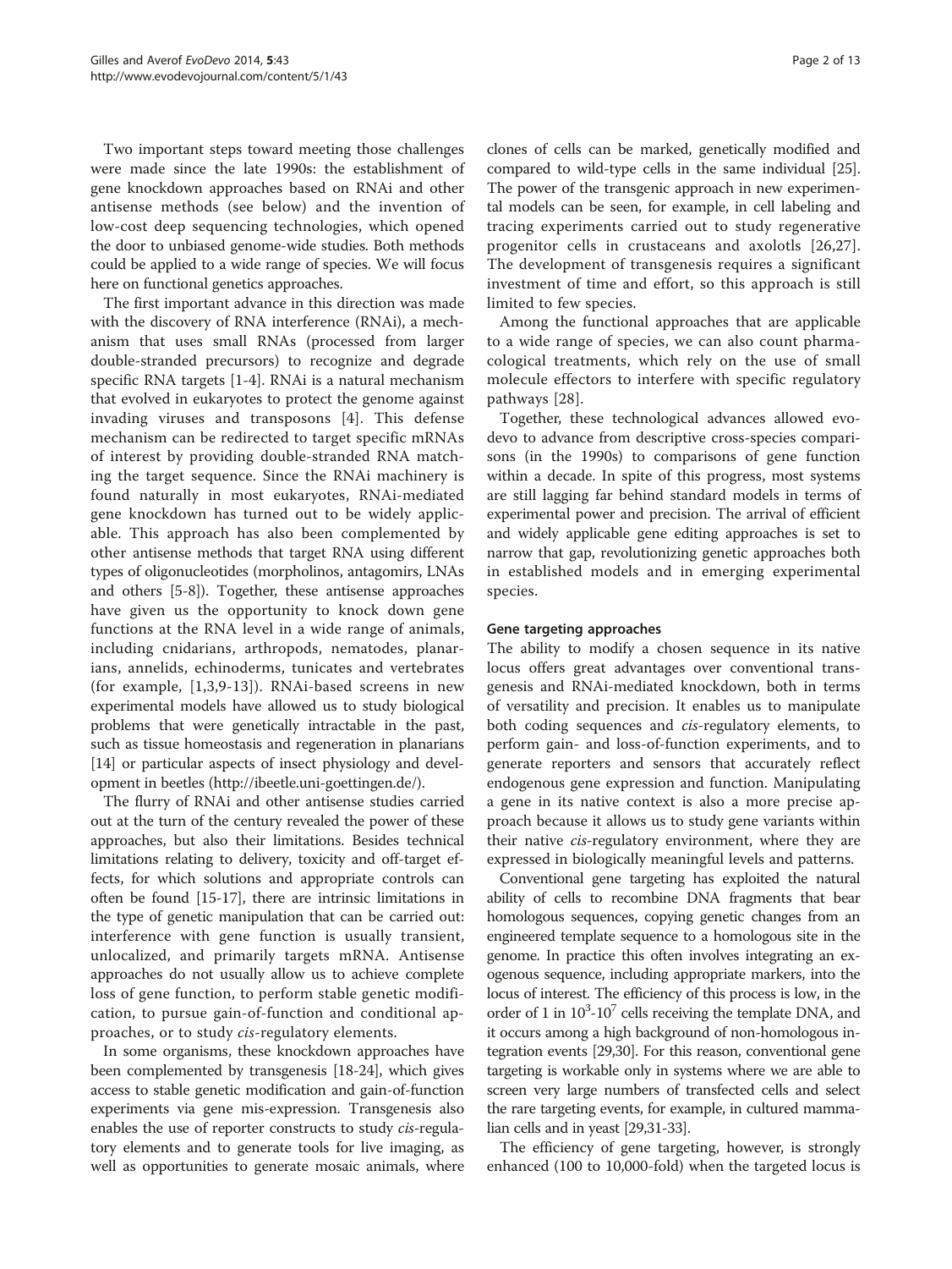Two important steps toward meeting those challenges were made since the late 1990s: the establishment of gene knockdown approaches based on RNAi and other antisense methods (see below) and the invention of low-cost deep sequencing technologies, which opened the door to unbiased genome-wide studies. Both methods could be applied to a wide range of species. We will focus here on functional genetics approaches.

The first important advance in this direction was made with the discovery of RNA interference (RNAi), a mechanism that uses small RNAs (processed from larger double-stranded precursors) to recognize and degrade specific RNA targets [1-4]. RNAi is a natural mechanism that evolved in eukaryotes to protect the genome against invading viruses and transposons [4]. This defense mechanism can be redirected to target specific mRNAs of interest by providing double-stranded RNA matching the target sequence. Since the RNAi machinery is found naturally in most eukaryotes, RNAi-mediated gene knockdown has turned out to be widely applicable. This approach has also been complemented by other antisense methods that target RNA using different types of oligonucleotides (morpholinos, antagomirs, LNAs and others [5-8]). Together, these antisense approaches have given us the opportunity to knock down gene functions at the RNA level in a wide range of animals, including cnidarians, arthropods, nematodes, planarians, annelids, echinoderms, tunicates and vertebrates (for example, [1,3,9-13]). RNAi-based screens in new experimental models have allowed us to study biological problems that were genetically intractable in the past, such as tissue homeostasis and regeneration in planarians [14] or particular aspects of insect physiology and development in beetles (http://ibeetle.uni-goettingen.de/).

The flurry of RNAi and other antisense studies carried out at the turn of the century revealed the power of these approaches, but also their limitations. Besides technical limitations relating to delivery, toxicity and off-target effects, for which solutions and appropriate controls can often be found [15-17], there are intrinsic limitations in the type of genetic manipulation that can be carried out: interference with gene function is usually transient, unlocalized, and primarily targets mRNA. Antisense approaches do not usually allow us to achieve complete loss of gene function, to perform stable genetic modification, to pursue gain-of-function and conditional approaches, or to study *cis*-regulatory elements.

In some organisms, these knockdown approaches have been complemented by transgenesis [18-24], which gives access to stable genetic modification and gain-of-function experiments via gene mis-expression. Transgenesis also enables the use of reporter constructs to study *cis*-regulatory elements and to generate tools for live imaging, as well as opportunities to generate mosaic animals, where clones of cells can be marked, genetically modified and compared to wild-type cells in the same individual [25]. The power of the transgenic approach in new experimental models can be seen, for example, in cell labeling and tracing experiments carried out to study regenerative progenitor cells in crustaceans and axolotls [26,27]. The development of transgenesis requires a significant investment of time and effort, so this approach is still limited to few species.

Among the functional approaches that are applicable to a wide range of species, we can also count pharmacological treatments, which rely on the use of small molecule effectors to interfere with specific regulatory pathways [28].

Together, these technological advances allowed evo-devo to advance from descriptive cross-species comparisons (in the 1990s) to comparisons of gene function within a decade. In spite of this progress, most systems are still lagging far behind standard models in terms of experimental power and precision. The arrival of efficient and widely applicable gene editing approaches is set to narrow that gap, revolutionizing genetic approaches both in established models and in emerging experimental species.

#### Gene targeting approaches

The ability to modify a chosen sequence in its native locus offers great advantages over conventional transgenesis and RNAi-mediated knockdown, both in terms of versatility and precision. It enables us to manipulate both coding sequences and *cis*-regulatory elements, to perform gain- and loss-of-function experiments, and to generate reporters and sensors that accurately reflect endogenous gene expression and function. Manipulating a gene in its native context is also a more precise approach because it allows us to study gene variants within their native *cis*-regulatory environment, where they are expressed in biologically meaningful levels and patterns.

Conventional gene targeting has exploited the natural ability of cells to recombine DNA fragments that bear homologous sequences, copying genetic changes from an engineered template sequence to a homologous site in the genome. In practice this often involves integrating an exogenous sequence, including appropriate markers, into the locus of interest. The efficiency of this process is low, in the order of 1 in $10^3$-$10^7$ cells receiving the template DNA, and it occurs among a high background of non-homologous integration events [29,30]. For this reason, conventional gene targeting is workable only in systems where we are able to screen very large numbers of transfected cells and select the rare targeting events, for example, in cultured mammalian cells and in yeast [29,31-33].

The efficiency of gene targeting, however, is strongly enhanced (100 to 10,000-fold) when the targeted locus is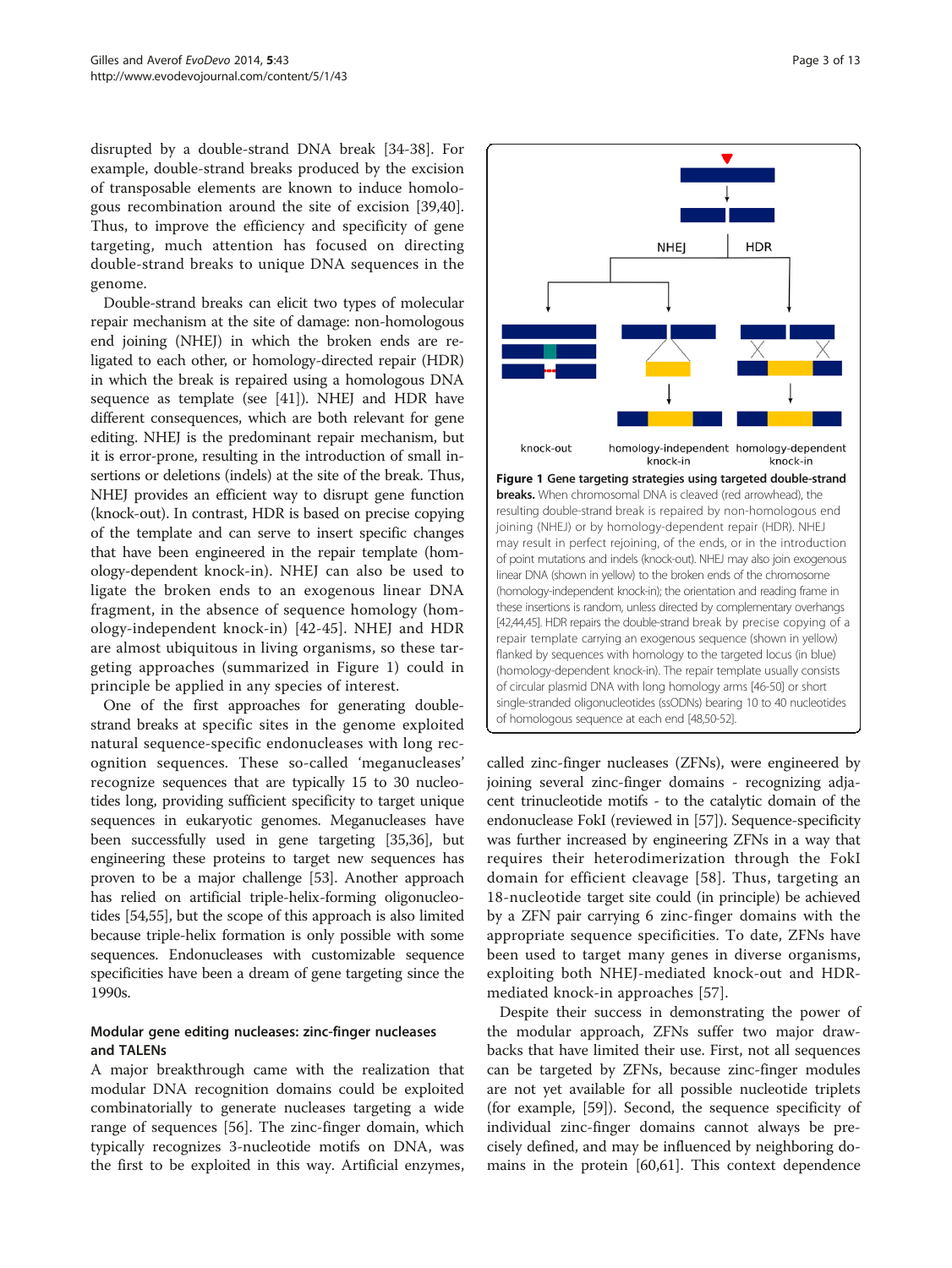disrupted by a double-strand DNA break [34-38]. For example, double-strand breaks produced by the excision of transposable elements are known to induce homologous recombination around the site of excision [39,40]. Thus, to improve the efficiency and specificity of gene targeting, much attention has focused on directing double-strand breaks to unique DNA sequences in the genome.

Double-strand breaks can elicit two types of molecular repair mechanism at the site of damage: non-homologous end joining (NHEJ) in which the broken ends are religated to each other, or homology-directed repair (HDR) in which the break is repaired using a homologous DNA sequence as template (see [41]). NHEJ and HDR have different consequences, which are both relevant for gene editing. NHEJ is the predominant repair mechanism, but it is error-prone, resulting in the introduction of small insertions or deletions (indels) at the site of the break. Thus, NHEJ provides an efficient way to disrupt gene function (knock-out). In contrast, HDR is based on precise copying of the template and can serve to insert specific changes that have been engineered in the repair template (homology-dependent knock-in). NHEJ can also be used to ligate the broken ends to an exogenous linear DNA fragment, in the absence of sequence homology (homology-independent knock-in) [42-45]. NHEJ and HDR are almost ubiquitous in living organisms, so these targeting approaches (summarized in Figure 1) could in principle be applied in any species of interest.

One of the first approaches for generating double-strand breaks at specific sites in the genome exploited natural sequence-specific endonucleases with long recognition sequences. These so-called 'meganucleases' recognize sequences that are typically 15 to 30 nucleotides long, providing sufficient specificity to target unique sequences in eukaryotic genomes. Meganucleases have been successfully used in gene targeting [35,36], but engineering these proteins to target new sequences has proven to be a major challenge [53]. Another approach has relied on artificial triple-helix-forming oligonucleotides [54,55], but the scope of this approach is also limited because triple-helix formation is only possible with some sequences. Endonucleases with customizable sequence specificities have been a dream of gene targeting since the 1990s.

**Figure 1 Gene targeting strategies using targeted double-strand breaks.** When chromosomal DNA is cleaved (red arrowhead), the resulting double-strand break is repaired by non-homologous end joining (NHEJ) or by homology-dependent repair (HDR). NHEJ may result in perfect rejoining, of the ends, or in the introduction of point mutations and indels (knock-out). NHEJ may also join exogenous linear DNA (shown in yellow) to the broken ends of the chromosome (homology-independent knock-in); the orientation and reading frame in these insertions is random, unless directed by complementary overhangs [42,44,45]. HDR repairs the double-strand break by precise copying of a repair template carrying an exogenous sequence (shown in yellow) flanked by sequences with homology to the targeted locus (in blue) (homology-dependent knock-in). The repair template usually consists of circular plasmid DNA with long homology arms [46-50] or short single-stranded oligonucleotides (ssODNs) bearing 10 to 40 nucleotides of homologous sequence at each end [48,50-52].

### Modular gene editing nucleases: zinc-finger nucleases and TALENs

A major breakthrough came with the realization that modular DNA recognition domains could be exploited combinatorially to generate nucleases targeting a wide range of sequences [56]. The zinc-finger domain, which typically recognizes 3-nucleotide motifs on DNA, was the first to be exploited in this way. Artificial enzymes, called zinc-finger nucleases (ZFNs), were engineered by joining several zinc-finger domains - recognizing adjacent trinucleotide motifs - to the catalytic domain of the endonuclease FokI (reviewed in [57]). Sequence-specificity was further increased by engineering ZFNs in a way that requires their heterodimerization through the FokI domain for efficient cleavage [58]. Thus, targeting an 18-nucleotide target site could (in principle) be achieved by a ZFN pair carrying 6 zinc-finger domains with the appropriate sequence specificities. To date, ZFNs have been used to target many genes in diverse organisms, exploiting both NHEJ-mediated knock-out and HDR-mediated knock-in approaches [57].

Despite their success in demonstrating the power of the modular approach, ZFNs suffer two major drawbacks that have limited their use. First, not all sequences can be targeted by ZFNs, because zinc-finger modules are not yet available for all possible nucleotide triplets (for example, [59]). Second, the sequence specificity of individual zinc-finger domains cannot always be precisely defined, and may be influenced by neighboring domains in the protein [60,61]. This context dependence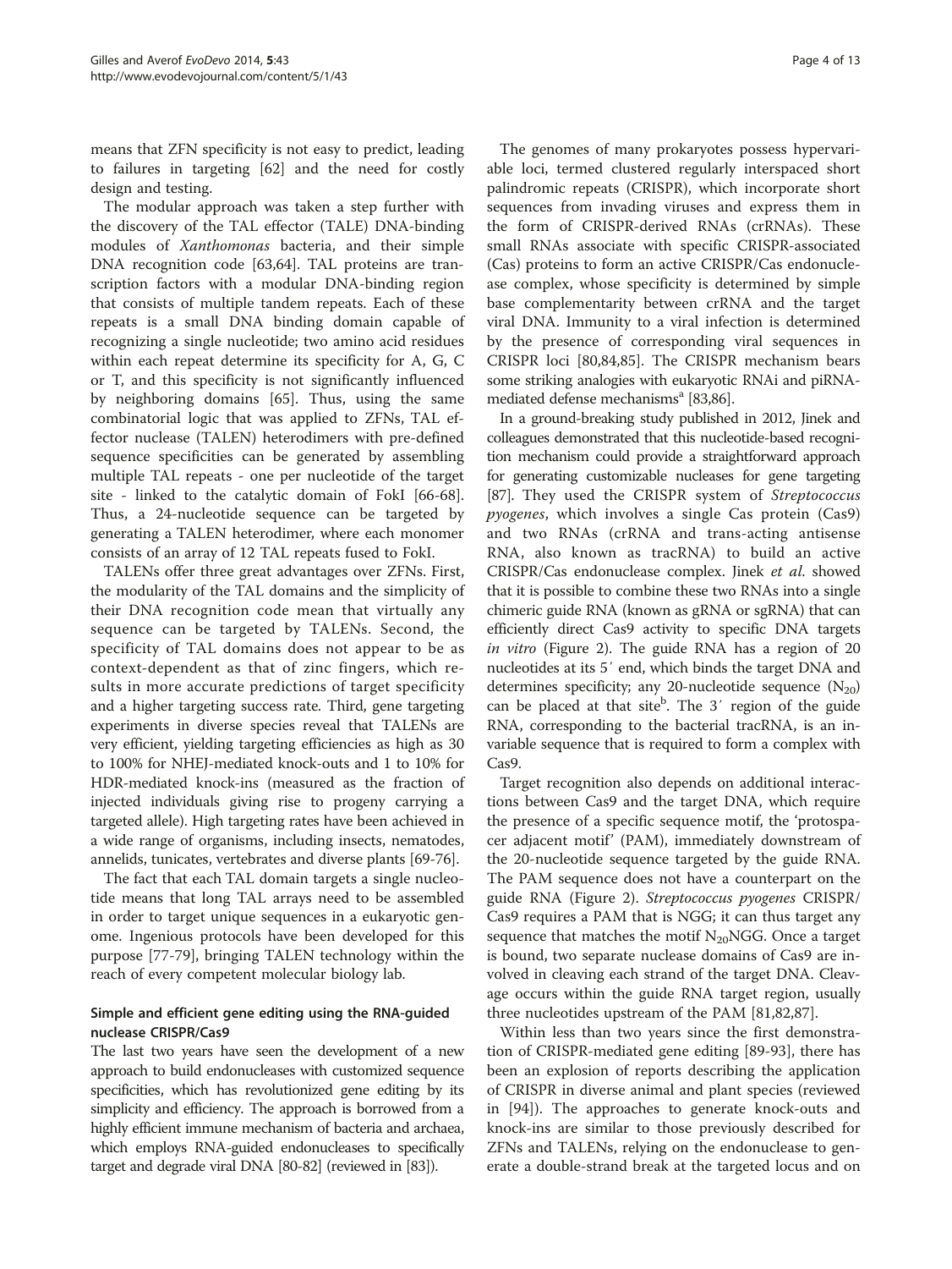means that ZFN specificity is not easy to predict, leading to failures in targeting [62] and the need for costly design and testing.

The modular approach was taken a step further with the discovery of the TAL effector (TALE) DNA-binding modules of *Xanthomonas* bacteria, and their simple DNA recognition code [63,64]. TAL proteins are transcription factors with a modular DNA-binding region that consists of multiple tandem repeats. Each of these repeats is a small DNA binding domain capable of recognizing a single nucleotide; two amino acid residues within each repeat determine its specificity for A, G, C or T, and this specificity is not significantly influenced by neighboring domains [65]. Thus, using the same combinatorial logic that was applied to ZFNs, TAL effector nuclease (TALEN) heterodimers with pre-defined sequence specificities can be generated by assembling multiple TAL repeats - one per nucleotide of the target site - linked to the catalytic domain of FokI [66-68]. Thus, a 24-nucleotide sequence can be targeted by generating a TALEN heterodimer, where each monomer consists of an array of 12 TAL repeats fused to FokI.

TALENs offer three great advantages over ZFNs. First, the modularity of the TAL domains and the simplicity of their DNA recognition code mean that virtually any sequence can be targeted by TALENs. Second, the specificity of TAL domains does not appear to be as context-dependent as that of zinc fingers, which results in more accurate predictions of target specificity and a higher targeting success rate. Third, gene targeting experiments in diverse species reveal that TALENs are very efficient, yielding targeting efficiencies as high as 30 to 100% for NHEJ-mediated knock-outs and 1 to 10% for HDR-mediated knock-ins (measured as the fraction of injected individuals giving rise to progeny carrying a targeted allele). High targeting rates have been achieved in a wide range of organisms, including insects, nematodes, annelids, tunicates, vertebrates and diverse plants [69-76].

The fact that each TAL domain targets a single nucleotide means that long TAL arrays need to be assembled in order to target unique sequences in a eukaryotic genome. Ingenious protocols have been developed for this purpose [77-79], bringing TALEN technology within the reach of every competent molecular biology lab.

### Simple and efficient gene editing using the RNA-guided nuclease CRISPR/Cas9

The last two years have seen the development of a new approach to build endonucleases with customized sequence specificities, which has revolutionized gene editing by its simplicity and efficiency. The approach is borrowed from a highly efficient immune mechanism of bacteria and archaea, which employs RNA-guided endonucleases to specifically target and degrade viral DNA [80-82] (reviewed in [83]).

The genomes of many prokaryotes possess hypervariable loci, termed clustered regularly interspaced short palindromic repeats (CRISPR), which incorporate short sequences from invading viruses and express them in the form of CRISPR-derived RNAs (crRNAs). These small RNAs associate with specific CRISPR-associated (Cas) proteins to form an active CRISPR/Cas endonuclease complex, whose specificity is determined by simple base complementarity between crRNA and the target viral DNA. Immunity to a viral infection is determined by the presence of corresponding viral sequences in CRISPR loci [80,84,85]. The CRISPR mechanism bears some striking analogies with eukaryotic RNAi and piRNA-mediated defense mechanisms[a] [83,86].

In a ground-breaking study published in 2012, Jinek and colleagues demonstrated that this nucleotide-based recognition mechanism could provide a straightforward approach for generating customizable nucleases for gene targeting [87]. They used the CRISPR system of *Streptococcus pyogenes*, which involves a single Cas protein (Cas9) and two RNAs (crRNA and trans-acting antisense RNA, also known as tracRNA) to build an active CRISPR/Cas endonuclease complex. Jinek *et al.* showed that it is possible to combine these two RNAs into a single chimeric guide RNA (known as gRNA or sgRNA) that can efficiently direct Cas9 activity to specific DNA targets *in vitro* (Figure 2). The guide RNA has a region of 20 nucleotides at its 5′ end, which binds the target DNA and determines specificity; any 20-nucleotide sequence ($N_{20}$) can be placed at that site[b]. The 3′ region of the guide RNA, corresponding to the bacterial tracRNA, is an invariable sequence that is required to form a complex with Cas9.

Target recognition also depends on additional interactions between Cas9 and the target DNA, which require the presence of a specific sequence motif, the 'protospacer adjacent motif' (PAM), immediately downstream of the 20-nucleotide sequence targeted by the guide RNA. The PAM sequence does not have a counterpart on the guide RNA (Figure 2). *Streptococcus pyogenes* CRISPR/Cas9 requires a PAM that is NGG; it can thus target any sequence that matches the motif $N_{20}$NGG. Once a target is bound, two separate nuclease domains of Cas9 are involved in cleaving each strand of the target DNA. Cleavage occurs within the guide RNA target region, usually three nucleotides upstream of the PAM [81,82,87].

Within less than two years since the first demonstration of CRISPR-mediated gene editing [89-93], there has been an explosion of reports describing the application of CRISPR in diverse animal and plant species (reviewed in [94]). The approaches to generate knock-outs and knock-ins are similar to those previously described for ZFNs and TALENs, relying on the endonuclease to generate a double-strand break at the targeted locus and on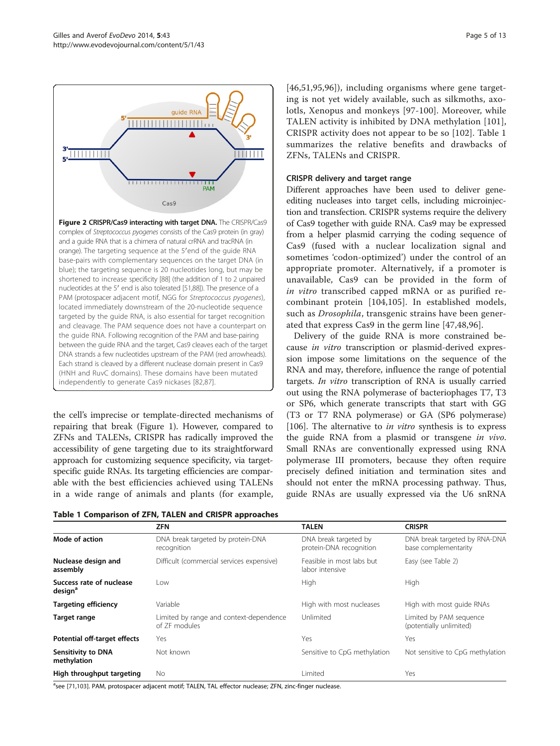Figure 2 CRISPR/Cas9 interacting with target DNA. The CRISPR/Cas9 complex of *Streptococcus pyogenes* consists of the Cas9 protein (in gray) and a guide RNA that is a chimera of natural crRNA and tracRNA (in orange). The targeting sequence at the 5′end of the guide RNA base-pairs with complementary sequences on the target DNA (in blue); the targeting sequence is 20 nucleotides long, but may be shortened to increase specificity [88] (the addition of 1 to 2 unpaired nucleotides at the 5′ end is also tolerated [51,88]). The presence of a PAM (protospacer adjacent motif, NGG for *Streptococcus pyogenes*), located immediately downstream of the 20-nucleotide sequence targeted by the guide RNA, is also essential for target recognition and cleavage. The PAM sequence does not have a counterpart on the guide RNA. Following recognition of the PAM and base-pairing between the guide RNA and the target, Cas9 cleaves each of the target DNA strands a few nucleotides upstream of the PAM (red arrowheads). Each strand is cleaved by a different nuclease domain present in Cas9 (HNH and RuvC domains). These domains have been mutated independently to generate Cas9 nickases [82,87].

the cell's imprecise or template-directed mechanisms of repairing that break (Figure 1). However, compared to ZFNs and TALENs, CRISPR has radically improved the accessibility of gene targeting due to its straightforward approach for customizing sequence specificity, via target-specific guide RNAs. Its targeting efficiencies are comparable with the best efficiencies achieved using TALENs in a wide range of animals and plants (for example, [46,51,95,96]), including organisms where gene targeting is not yet widely available, such as silkmoths, axolotls, Xenopus and monkeys [97-100]. Moreover, while TALEN activity is inhibited by DNA methylation [101], CRISPR activity does not appear to be so [102]. Table 1 summarizes the relative benefits and drawbacks of ZFNs, TALENs and CRISPR.

### CRISPR delivery and target range

Different approaches have been used to deliver gene-editing nucleases into target cells, including microinjection and transfection. CRISPR systems require the delivery of Cas9 together with guide RNA. Cas9 may be expressed from a helper plasmid carrying the coding sequence of Cas9 (fused with a nuclear localization signal and sometimes 'codon-optimized') under the control of an appropriate promoter. Alternatively, if a promoter is unavailable, Cas9 can be provided in the form of *in vitro* transcribed capped mRNA or as purified recombinant protein [104,105]. In established models, such as *Drosophila*, transgenic strains have been generated that express Cas9 in the germ line [47,48,96].

Delivery of the guide RNA is more constrained because *in vitro* transcription or plasmid-derived expression impose some limitations on the sequence of the RNA and may, therefore, influence the range of potential targets. *In vitro* transcription of RNA is usually carried out using the RNA polymerase of bacteriophages T7, T3 or SP6, which generate transcripts that start with GG (T3 or T7 RNA polymerase) or GA (SP6 polymerase) [106]. The alternative to *in vitro* synthesis is to express the guide RNA from a plasmid or transgene *in vivo*. Small RNAs are conventionally expressed using RNA polymerase III promoters, because they often require precisely defined initiation and termination sites and should not enter the mRNA processing pathway. Thus, guide RNAs are usually expressed via the U6 snRNA

**Table 1 Comparison of ZFN, TALEN and CRISPR approaches**

| | ZFN | TALEN | CRISPR |
|---|---|---|---|
| **Mode of action** | DNA break targeted by protein-DNA recognition | DNA break targeted by protein-DNA recognition | DNA break targeted by RNA-DNA base complementarity |
| **Nuclease design and assembly** | Difficult (commercial services expensive) | Feasible in most labs but labor intensive | Easy (see Table 2) |
| **Success rate of nuclease design**[a] | Low | High | High |
| **Targeting efficiency** | Variable | High with most nucleases | High with most guide RNAs |
| **Target range** | Limited by range and context-dependence of ZF modules | Unlimited | Limited by PAM sequence (potentially unlimited) |
| **Potential off-target effects** | Yes | Yes | Yes |
| **Sensitivity to DNA methylation** | Not known | Sensitive to CpG methylation | Not sensitive to CpG methylation |
| **High throughput targeting** | No | Limited | Yes |

[a]see [71,103]. PAM, protospacer adjacent motif; TALEN, TAL effector nuclease; ZFN, zinc-finger nuclease.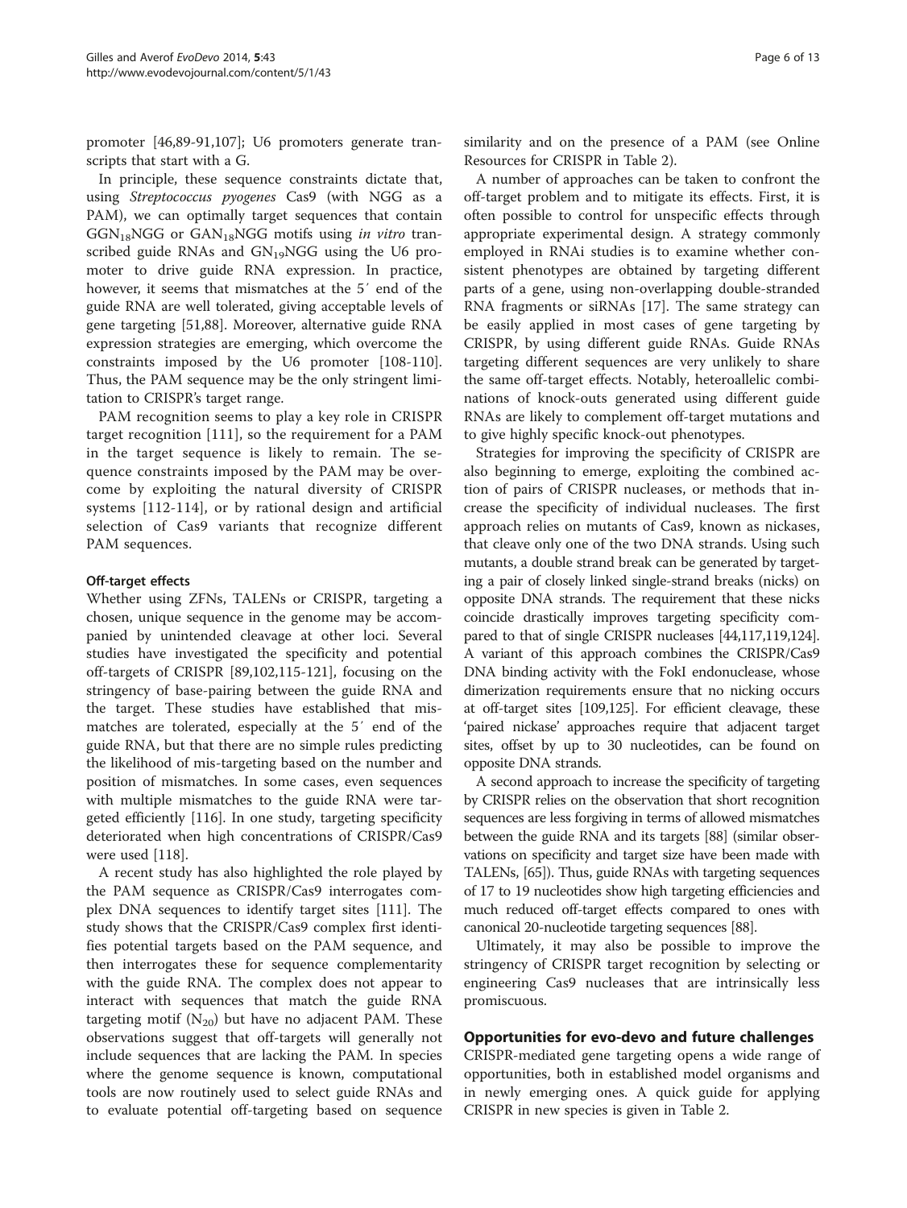promoter [46,89-91,107]; U6 promoters generate transcripts that start with a G.

In principle, these sequence constraints dictate that, using *Streptococcus pyogenes* Cas9 (with NGG as a PAM), we can optimally target sequences that contain $GGN_{18}NGG$ or $GAN_{18}NGG$ motifs using *in vitro* transcribed guide RNAs and $GN_{19}NGG$ using the U6 promoter to drive guide RNA expression. In practice, however, it seems that mismatches at the 5′ end of the guide RNA are well tolerated, giving acceptable levels of gene targeting [51,88]. Moreover, alternative guide RNA expression strategies are emerging, which overcome the constraints imposed by the U6 promoter [108-110]. Thus, the PAM sequence may be the only stringent limitation to CRISPR's target range.

PAM recognition seems to play a key role in CRISPR target recognition [111], so the requirement for a PAM in the target sequence is likely to remain. The sequence constraints imposed by the PAM may be overcome by exploiting the natural diversity of CRISPR systems [112-114], or by rational design and artificial selection of Cas9 variants that recognize different PAM sequences.

#### Off-target effects

Whether using ZFNs, TALENs or CRISPR, targeting a chosen, unique sequence in the genome may be accompanied by unintended cleavage at other loci. Several studies have investigated the specificity and potential off-targets of CRISPR [89,102,115-121], focusing on the stringency of base-pairing between the guide RNA and the target. These studies have established that mismatches are tolerated, especially at the 5′ end of the guide RNA, but that there are no simple rules predicting the likelihood of mis-targeting based on the number and position of mismatches. In some cases, even sequences with multiple mismatches to the guide RNA were targeted efficiently [116]. In one study, targeting specificity deteriorated when high concentrations of CRISPR/Cas9 were used [118].

A recent study has also highlighted the role played by the PAM sequence as CRISPR/Cas9 interrogates complex DNA sequences to identify target sites [111]. The study shows that the CRISPR/Cas9 complex first identifies potential targets based on the PAM sequence, and then interrogates these for sequence complementarity with the guide RNA. The complex does not appear to interact with sequences that match the guide RNA targeting motif ($N_{20}$) but have no adjacent PAM. These observations suggest that off-targets will generally not include sequences that are lacking the PAM. In species where the genome sequence is known, computational tools are now routinely used to select guide RNAs and to evaluate potential off-targeting based on sequence similarity and on the presence of a PAM (see Online Resources for CRISPR in Table 2).

A number of approaches can be taken to confront the off-target problem and to mitigate its effects. First, it is often possible to control for unspecific effects through appropriate experimental design. A strategy commonly employed in RNAi studies is to examine whether consistent phenotypes are obtained by targeting different parts of a gene, using non-overlapping double-stranded RNA fragments or siRNAs [17]. The same strategy can be easily applied in most cases of gene targeting by CRISPR, by using different guide RNAs. Guide RNAs targeting different sequences are very unlikely to share the same off-target effects. Notably, heteroallelic combinations of knock-outs generated using different guide RNAs are likely to complement off-target mutations and to give highly specific knock-out phenotypes.

Strategies for improving the specificity of CRISPR are also beginning to emerge, exploiting the combined action of pairs of CRISPR nucleases, or methods that increase the specificity of individual nucleases. The first approach relies on mutants of Cas9, known as nickases, that cleave only one of the two DNA strands. Using such mutants, a double strand break can be generated by targeting a pair of closely linked single-strand breaks (nicks) on opposite DNA strands. The requirement that these nicks coincide drastically improves targeting specificity compared to that of single CRISPR nucleases [44,117,119,124]. A variant of this approach combines the CRISPR/Cas9 DNA binding activity with the FokI endonuclease, whose dimerization requirements ensure that no nicking occurs at off-target sites [109,125]. For efficient cleavage, these 'paired nickase' approaches require that adjacent target sites, offset by up to 30 nucleotides, can be found on opposite DNA strands.

A second approach to increase the specificity of targeting by CRISPR relies on the observation that short recognition sequences are less forgiving in terms of allowed mismatches between the guide RNA and its targets [88] (similar observations on specificity and target size have been made with TALENs, [65]). Thus, guide RNAs with targeting sequences of 17 to 19 nucleotides show high targeting efficiencies and much reduced off-target effects compared to ones with canonical 20-nucleotide targeting sequences [88].

Ultimately, it may also be possible to improve the stringency of CRISPR target recognition by selecting or engineering Cas9 nucleases that are intrinsically less promiscuous.

## Opportunities for evo-devo and future challenges

CRISPR-mediated gene targeting opens a wide range of opportunities, both in established model organisms and in newly emerging ones. A quick guide for applying CRISPR in new species is given in Table 2.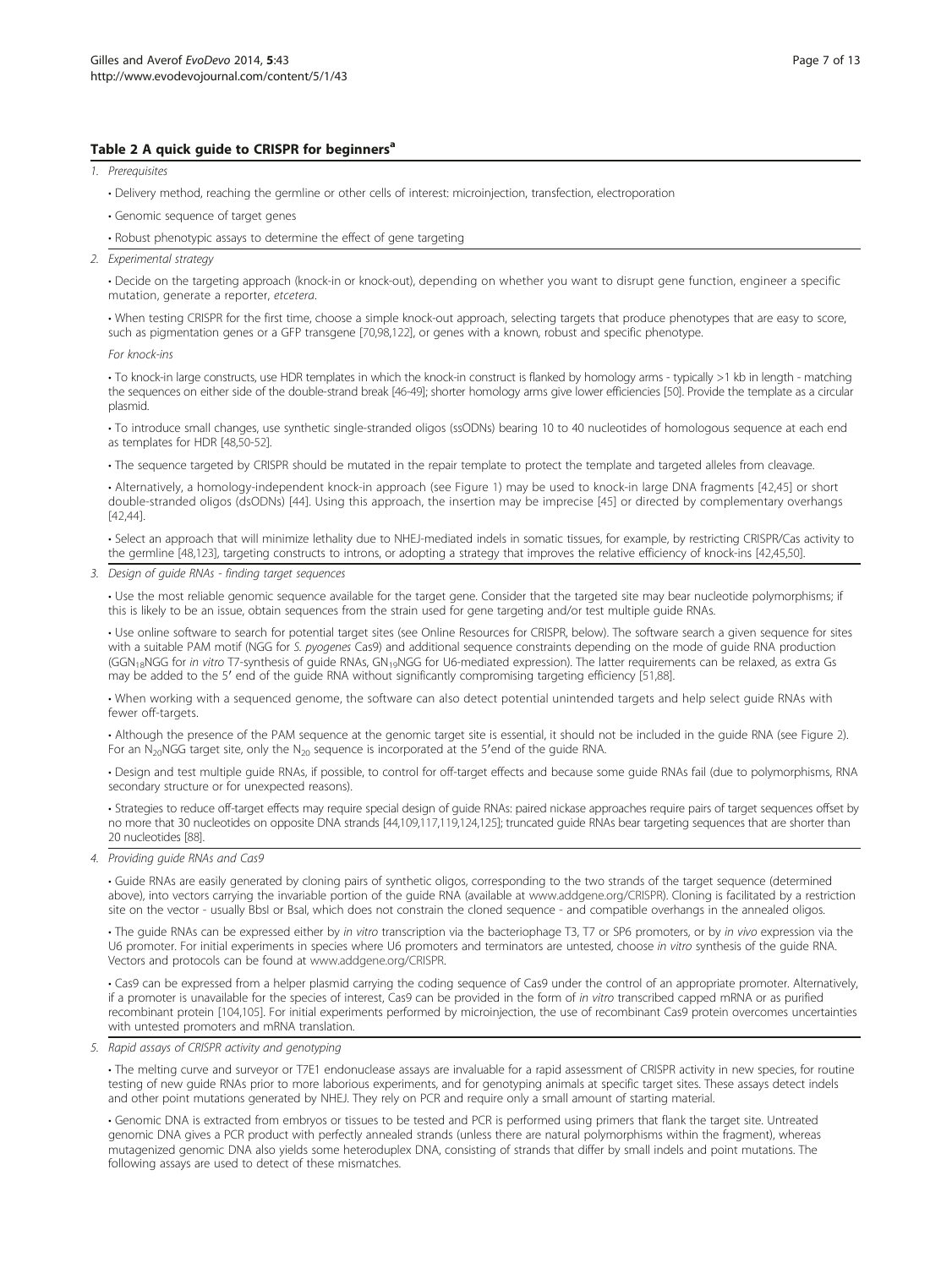**Table 2 A quick guide to CRISPR for beginners[a]**

1. *Prerequisites*

- Delivery method, reaching the germline or other cells of interest: microinjection, transfection, electroporation
- Genomic sequence of target genes
- Robust phenotypic assays to determine the effect of gene targeting

2. *Experimental strategy*

- Decide on the targeting approach (knock-in or knock-out), depending on whether you want to disrupt gene function, engineer a specific mutation, generate a reporter, *etcetera*.
- When testing CRISPR for the first time, choose a simple knock-out approach, selecting targets that produce phenotypes that are easy to score, such as pigmentation genes or a GFP transgene [70,98,122], or genes with a known, robust and specific phenotype.

*For knock-ins*

- To knock-in large constructs, use HDR templates in which the knock-in construct is flanked by homology arms - typically >1 kb in length - matching the sequences on either side of the double-strand break [46-49]; shorter homology arms give lower efficiencies [50]. Provide the template as a circular plasmid.
- To introduce small changes, use synthetic single-stranded oligos (ssODNs) bearing 10 to 40 nucleotides of homologous sequence at each end as templates for HDR [48,50-52].
- The sequence targeted by CRISPR should be mutated in the repair template to protect the template and targeted alleles from cleavage.
- Alternatively, a homology-independent knock-in approach (see Figure 1) may be used to knock-in large DNA fragments [42,45] or short double-stranded oligos (dsODNs) [44]. Using this approach, the insertion may be imprecise [45] or directed by complementary overhangs [42,44].
- Select an approach that will minimize lethality due to NHEJ-mediated indels in somatic tissues, for example, by restricting CRISPR/Cas activity to the germline [48,123], targeting constructs to introns, or adopting a strategy that improves the relative efficiency of knock-ins [42,45,50].

3. *Design of guide RNAs - finding target sequences*

- Use the most reliable genomic sequence available for the target gene. Consider that the targeted site may bear nucleotide polymorphisms; if this is likely to be an issue, obtain sequences from the strain used for gene targeting and/or test multiple guide RNAs.
- Use online software to search for potential target sites (see Online Resources for CRISPR, below). The software search a given sequence for sites with a suitable PAM motif (NGG for *S. pyogenes* Cas9) and additional sequence constraints depending on the mode of guide RNA production (GG$N_{18}$NGG for *in vitro* T7-synthesis of guide RNAs, G$N_{19}$NGG for U6-mediated expression). The latter requirements can be relaxed, as extra Gs may be added to the 5′ end of the guide RNA without significantly compromising targeting efficiency [51,88].
- When working with a sequenced genome, the software can also detect potential unintended targets and help select guide RNAs with fewer off-targets.
- Although the presence of the PAM sequence at the genomic target site is essential, it should not be included in the guide RNA (see Figure 2). For an $N_{20}$NGG target site, only the $N_{20}$ sequence is incorporated at the 5′end of the guide RNA.
- Design and test multiple guide RNAs, if possible, to control for off-target effects and because some guide RNAs fail (due to polymorphisms, RNA secondary structure or for unexpected reasons).
- Strategies to reduce off-target effects may require special design of guide RNAs: paired nickase approaches require pairs of target sequences offset by no more that 30 nucleotides on opposite DNA strands [44,109,117,119,124,125]; truncated guide RNAs bear targeting sequences that are shorter than 20 nucleotides [88].

4. *Providing guide RNAs and Cas9*

- Guide RNAs are easily generated by cloning pairs of synthetic oligos, corresponding to the two strands of the target sequence (determined above), into vectors carrying the invariable portion of the guide RNA (available at www.addgene.org/CRISPR). Cloning is facilitated by a restriction site on the vector - usually BbsI or BsaI, which does not constrain the cloned sequence - and compatible overhangs in the annealed oligos.
- The guide RNAs can be expressed either by *in vitro* transcription via the bacteriophage T3, T7 or SP6 promoters, or by *in vivo* expression via the U6 promoter. For initial experiments in species where U6 promoters and terminators are untested, choose *in vitro* synthesis of the guide RNA. Vectors and protocols can be found at www.addgene.org/CRISPR.
- Cas9 can be expressed from a helper plasmid carrying the coding sequence of Cas9 under the control of an appropriate promoter. Alternatively, if a promoter is unavailable for the species of interest, Cas9 can be provided in the form of *in vitro* transcribed capped mRNA or as purified recombinant protein [104,105]. For initial experiments performed by microinjection, the use of recombinant Cas9 protein overcomes uncertainties with untested promoters and mRNA translation.

5. *Rapid assays of CRISPR activity and genotyping*

- The melting curve and surveyor or T7E1 endonuclease assays are invaluable for a rapid assessment of CRISPR activity in new species, for routine testing of new guide RNAs prior to more laborious experiments, and for genotyping animals at specific target sites. These assays detect indels and other point mutations generated by NHEJ. They rely on PCR and require only a small amount of starting material.
- Genomic DNA is extracted from embryos or tissues to be tested and PCR is performed using primers that flank the target site. Untreated genomic DNA gives a PCR product with perfectly annealed strands (unless there are natural polymorphisms within the fragment), whereas mutagenized genomic DNA also yields some heteroduplex DNA, consisting of strands that differ by small indels and point mutations. The following assays are used to detect of these mismatches.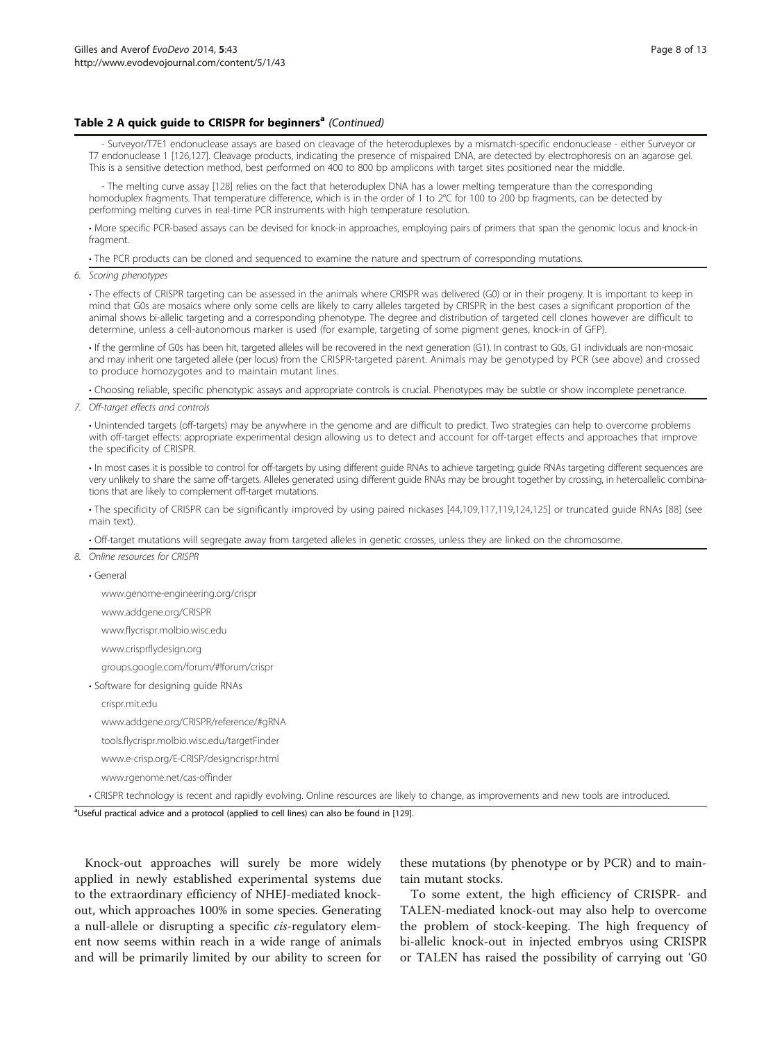**Table 2 A quick guide to CRISPR for beginners[a] (Continued)**

- Surveyor/T7E1 endonuclease assays are based on cleavage of the heteroduplexes by a mismatch-specific endonuclease - either Surveyor or T7 endonuclease 1 [126,127]. Cleavage products, indicating the presence of mispaired DNA, are detected by electrophoresis on an agarose gel. This is a sensitive detection method, best performed on 400 to 800 bp amplicons with target sites positioned near the middle.

- The melting curve assay [128] relies on the fact that heteroduplex DNA has a lower melting temperature than the corresponding homoduplex fragments. That temperature difference, which is in the order of 1 to 2°C for 100 to 200 bp fragments, can be detected by performing melting curves in real-time PCR instruments with high temperature resolution.

• More specific PCR-based assays can be devised for knock-in approaches, employing pairs of primers that span the genomic locus and knock-in fragment.

• The PCR products can be cloned and sequenced to examine the nature and spectrum of corresponding mutations.

*6. Scoring phenotypes*

• The effects of CRISPR targeting can be assessed in the animals where CRISPR was delivered (G0) or in their progeny. It is important to keep in mind that G0s are mosaics where only some cells are likely to carry alleles targeted by CRISPR; in the best cases a significant proportion of the animal shows bi-allelic targeting and a corresponding phenotype. The degree and distribution of targeted cell clones however are difficult to determine, unless a cell-autonomous marker is used (for example, targeting of some pigment genes, knock-in of GFP).

• If the germline of G0s has been hit, targeted alleles will be recovered in the next generation (G1). In contrast to G0s, G1 individuals are non-mosaic and may inherit one targeted allele (per locus) from the CRISPR-targeted parent. Animals may be genotyped by PCR (see above) and crossed to produce homozygotes and to maintain mutant lines.

• Choosing reliable, specific phenotypic assays and appropriate controls is crucial. Phenotypes may be subtle or show incomplete penetrance.

*7. Off-target effects and controls*

• Unintended targets (off-targets) may be anywhere in the genome and are difficult to predict. Two strategies can help to overcome problems with off-target effects: appropriate experimental design allowing us to detect and account for off-target effects and approaches that improve the specificity of CRISPR.

• In most cases it is possible to control for off-targets by using different guide RNAs to achieve targeting; guide RNAs targeting different sequences are very unlikely to share the same off-targets. Alleles generated using different guide RNAs may be brought together by crossing, in heteroallelic combinations that are likely to complement off-target mutations.

• The specificity of CRISPR can be significantly improved by using paired nickases [44,109,117,119,124,125] or truncated guide RNAs [88] (see main text).

• Off-target mutations will segregate away from targeted alleles in genetic crosses, unless they are linked on the chromosome.

*8. Online resources for CRISPR*

• General

www.genome-engineering.org/crispr

www.addgene.org/CRISPR

www.flycrispr.molbio.wisc.edu

www.crisprflydesign.org

groups.google.com/forum/#!forum/crispr

• Software for designing guide RNAs

crispr.mit.edu

www.addgene.org/CRISPR/reference/#gRNA

tools.flycrispr.molbio.wisc.edu/targetFinder

www.e-crisp.org/E-CRISP/designcrispr.html

www.rgenome.net/cas-offinder

• CRISPR technology is recent and rapidly evolving. Online resources are likely to change, as improvements and new tools are introduced.

[a]Useful practical advice and a protocol (applied to cell lines) can also be found in [129].

Knock-out approaches will surely be more widely applied in newly established experimental systems due to the extraordinary efficiency of NHEJ-mediated knock-out, which approaches 100% in some species. Generating a null-allele or disrupting a specific *cis*-regulatory element now seems within reach in a wide range of animals and will be primarily limited by our ability to screen for these mutations (by phenotype or by PCR) and to maintain mutant stocks.

To some extent, the high efficiency of CRISPR- and TALEN-mediated knock-out may also help to overcome the problem of stock-keeping. The high frequency of bi-allelic knock-out in injected embryos using CRISPR or TALEN has raised the possibility of carrying out 'G0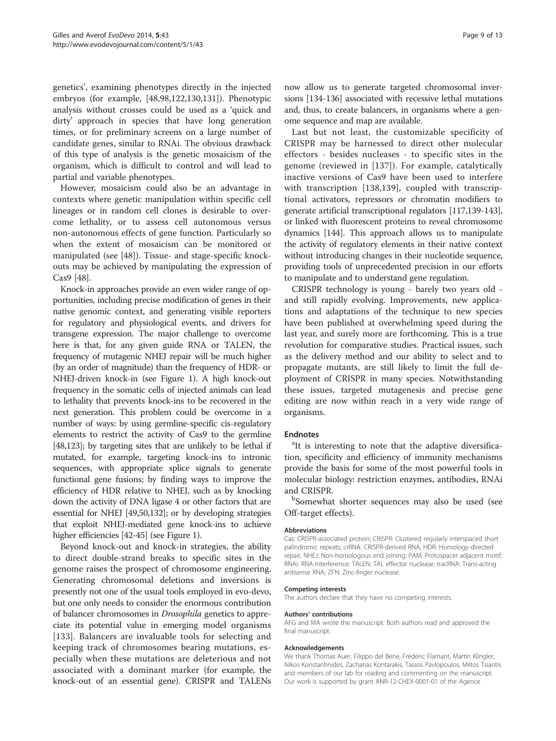genetics', examining phenotypes directly in the injected embryos (for example, [48,98,122,130,131]). Phenotypic analysis without crosses could be used as a 'quick and dirty' approach in species that have long generation times, or for preliminary screens on a large number of candidate genes, similar to RNAi. The obvious drawback of this type of analysis is the genetic mosaicism of the organism, which is difficult to control and will lead to partial and variable phenotypes.

However, mosaicism could also be an advantage in contexts where genetic manipulation within specific cell lineages or in random cell clones is desirable to overcome lethality, or to assess cell autonomous versus non-autonomous effects of gene function. Particularly so when the extent of mosaicism can be monitored or manipulated (see [48]). Tissue- and stage-specific knockouts may be achieved by manipulating the expression of Cas9 [48].

Knock-in approaches provide an even wider range of opportunities, including precise modification of genes in their native genomic context, and generating visible reporters for regulatory and physiological events, and drivers for transgene expression. The major challenge to overcome here is that, for any given guide RNA or TALEN, the frequency of mutagenic NHEJ repair will be much higher (by an order of magnitude) than the frequency of HDR- or NHEJ-driven knock-in (see Figure 1). A high knock-out frequency in the somatic cells of injected animals can lead to lethality that prevents knock-ins to be recovered in the next generation. This problem could be overcome in a number of ways: by using germline-specific cis-regulatory elements to restrict the activity of Cas9 to the germline [48,123]; by targeting sites that are unlikely to be lethal if mutated, for example, targeting knock-ins to intronic sequences, with appropriate splice signals to generate functional gene fusions; by finding ways to improve the efficiency of HDR relative to NHEJ, such as by knocking down the activity of DNA ligase 4 or other factors that are essential for NHEJ [49,50,132]; or by developing strategies that exploit NHEJ-mediated gene knock-ins to achieve higher efficiencies [42-45] (see Figure 1).

Beyond knock-out and knock-in strategies, the ability to direct double-strand breaks to specific sites in the genome raises the prospect of chromosome engineering. Generating chromosomal deletions and inversions is presently not one of the usual tools employed in evo-devo, but one only needs to consider the enormous contribution of balancer chromosomes in *Drosophila* genetics to appreciate its potential value in emerging model organisms [133]. Balancers are invaluable tools for selecting and keeping track of chromosomes bearing mutations, especially when these mutations are deleterious and not associated with a dominant marker (for example, the knock-out of an essential gene). CRISPR and TALENs now allow us to generate targeted chromosomal inversions [134-136] associated with recessive lethal mutations and, thus, to create balancers, in organisms where a genome sequence and map are available.

Last but not least, the customizable specificity of CRISPR may be harnessed to direct other molecular effectors - besides nucleases - to specific sites in the genome (reviewed in [137]). For example, catalytically inactive versions of Cas9 have been used to interfere with transcription [138,139], coupled with transcriptional activators, repressors or chromatin modifiers to generate artificial transcriptional regulators [117,139-143], or linked with fluorescent proteins to reveal chromosome dynamics [144]. This approach allows us to manipulate the activity of regulatory elements in their native context without introducing changes in their nucleotide sequence, providing tools of unprecedented precision in our efforts to manipulate and to understand gene regulation.

CRISPR technology is young - barely two years old - and still rapidly evolving. Improvements, new applications and adaptations of the technique to new species have been published at overwhelming speed during the last year, and surely more are forthcoming. This is a true revolution for comparative studies. Practical issues, such as the delivery method and our ability to select and to propagate mutants, are still likely to limit the full deployment of CRISPR in many species. Notwithstanding these issues, targeted mutagenesis and precise gene editing are now within reach in a very wide range of organisms.

## Endnotes

[a]It is interesting to note that the adaptive diversification, specificity and efficiency of immunity mechanisms provide the basis for some of the most powerful tools in molecular biology: restriction enzymes, antibodies, RNAi and CRISPR.

[b]Somewhat shorter sequences may also be used (see Off-target effects).

### Abbreviations

Cas: CRISPR-associated protein; CRISPR: Clustered regularly interspaced short palindromic repeats; crRNA: CRISPR-derived RNA; HDR: Homology-directed repair; NHEJ: Non-homologous end joining; PAM: Protospacer adjacent motif; RNAi: RNA Interference; TALEN: TAL effector nuclease; tracRNA: Trans-acting antisense RNA; ZFN: Zinc-finger nuclease.

### Competing interests

The authors declare that they have no competing interests.

### Authors' contributions

AFG and MA wrote the manuscript. Both authors read and approved the final manuscript.

### Acknowledgements

We thank Thomas Auer, Filippo del Bene, Frédéric Flamant, Martin Klingler, Nikos Konstantinides, Zacharias Kontarakis, Tassos Pavlopoulos, Miltos Tsiantis and members of our lab for reading and commenting on the manuscript. Our work is supported by grant ANR-12-CHEX-0001-01 of the Agence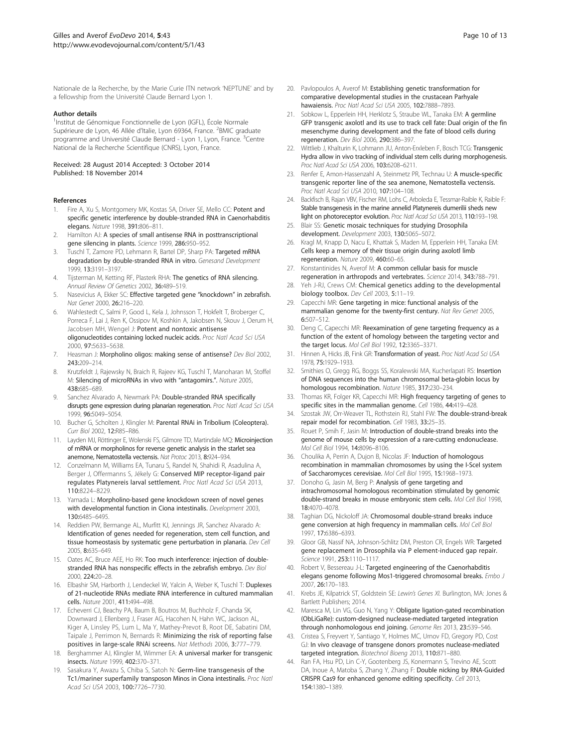Nationale de la Recherche, by the Marie Curie ITN network 'NEPTUNE' and by a fellowship from the Université Claude Bernard Lyon 1.

#### Author details

[1]Institut de Génomique Fonctionnelle de Lyon (IGFL), École Normale Supérieure de Lyon, 46 Allée d'Italie, Lyon 69364, France. [2]BMIC graduate programme and Université Claude Bernard - Lyon 1, Lyon, France. [3]Centre National de la Recherche Scientifique (CNRS), Lyon, France.

Received: 28 August 2014 Accepted: 3 October 2014
Published: 18 November 2014

#### References

1. Fire A, Xu S, Montgomery MK, Kostas SA, Driver SE, Mello CC: **Potent and specific genetic interference by double-stranded RNA in Caenorhabditis elegans.** *Nature* 1998, **391:**806–811.
2. Hamilton AJ: **A species of small antisense RNA in posttranscriptional gene silencing in plants.** *Science* 1999, **286:**950–952.
3. Tuschl T, Zamore PD, Lehmann R, Bartel DP, Sharp PA: **Targeted mRNA degradation by double-stranded RNA in vitro.** *Genesand Development* 1999, **13:**3191–3197.
4. Tijsterman M, Ketting RF, Plasterk RHA: **The genetics of RNA silencing.** *Annual Review Of Genetics* 2002, **36:**489–519.
5. Nasevicius A, Ekker SC: **Effective targeted gene "knockdown" in zebrafish.** *Nat Genet* 2000, **26:**216–220.
6. Wahlestedt C, Salmi P, Good L, Kela J, Johnsson T, Hokfelt T, Broberger C, Porreca F, Lai J, Ren K, Ossipov M, Koshkin A, Jakobsen N, Skouv J, Oerum H, Jacobsen MH, Wengel J: **Potent and nontoxic antisense oligonucleotides containing locked nucleic acids.** *Proc Natl Acad Sci USA* 2000, **97:**5633–5638.
7. Heasman J: **Morpholino oligos: making sense of antisense?** *Dev Biol* 2002, **243:**209–214.
8. Krutzfeldt J, Rajewsky N, Braich R, Rajeev KG, Tuschl T, Manoharan M, Stoffel M: **Silencing of microRNAs in vivo with "antagomirs.".** *Nature* 2005, **438:**685–689.
9. Sanchez Alvarado A, Newmark PA: **Double-stranded RNA specifically disrupts gene expression during planarian regeneration.** *Proc Natl Acad Sci USA* 1999, **96:**5049–5054.
10. Bucher G, Scholten J, Klingler M: **Parental RNAi in Tribolium (Coleoptera).** *Curr Biol* 2002, **12:**R85–R86.
11. Layden MJ, Röttinger E, Wolenski FS, Gilmore TD, Martindale MQ: **Microinjection of mRNA or morpholinos for reverse genetic analysis in the starlet sea anemone, Nematostella vectensis.** *Nat Protoc* 2013, **8:**924–934.
12. Conzelmann M, Williams EA, Tunaru S, Randel N, Shahidi R, Asadulina A, Berger J, Offermanns S, Jékely G: **Conserved MIP receptor-ligand pair regulates Platynereis larval settlement.** *Proc Natl Acad Sci USA* 2013, **110:**8224–8229.
13. Yamada L: **Morpholino-based gene knockdown screen of novel genes with developmental function in Ciona intestinalis.** *Development* 2003, **130:**6485–6495.
14. Reddien PW, Bermange AL, Murfitt KJ, Jennings JR, Sanchez Alvarado A: **Identification of genes needed for regeneration, stem cell function, and tissue homeostasis by systematic gene perturbation in planaria.** *Dev Cell* 2005, **8:**635–649.
15. Oates AC, Bruce AEE, Ho RK: **Too much interference: injection of double-stranded RNA has nonspecific effects in the zebrafish embryo.** *Dev Biol* 2000, **224:**20–28.
16. Elbashir SM, Harborth J, Lendeckel W, Yalcin A, Weber K, Tuschl T: **Duplexes of 21-nucleotide RNAs mediate RNA interference in cultured mammalian cells.** *Nature* 2001, **411:**494–498.
17. Echeverri CJ, Beachy PA, Baum B, Boutros M, Buchholz F, Chanda SK, Downward J, Ellenberg J, Fraser AG, Hacohen N, Hahn WC, Jackson AL, Kiger A, Linsley PS, Lum L, Ma Y, Mathey-Prevot B, Root DE, Sabatini DM, Taipale J, Perrimon N, Bernards R: **Minimizing the risk of reporting false positives in large-scale RNAi screens.** *Nat Methods* 2006, **3:**777–779.
18. Berghammer AJ, Klingler M, Wimmer EA: **A universal marker for transgenic insects.** *Nature* 1999, **402:**370–371.
19. Sasakura Y, Awazu S, Chiba S, Satoh N: **Germ-line transgenesis of the Tc1/mariner superfamily transposon Minos in Ciona intestinalis.** *Proc Natl Acad Sci USA* 2003, **100:**7726–7730.
20. Pavlopoulos A, Averof M: **Establishing genetic transformation for comparative developmental studies in the crustacean Parhyale hawaiensis.** *Proc Natl Acad Sci USA* 2005, **102:**7888–7893.
21. Sobkow L, Epperlein HH, Herklotz S, Straube WL, Tanaka EM: **A germline GFP transgenic axolotl and its use to track cell fate: Dual origin of the fin mesenchyme during development and the fate of blood cells during regeneration.** *Dev Biol* 2006, **290:**386–397.
22. Wittlieb J, Khalturin K, Lohmann JU, Anton-Erxleben F, Bosch TCG: **Transgenic Hydra allow in vivo tracking of individual stem cells during morphogenesis.** *Proc Natl Acad Sci USA* 2006, **103:**6208–6211.
23. Renfer E, Amon-Hassenzahl A, Steinmetz PR, Technau U: **A muscle-specific transgenic reporter line of the sea anemone, Nematostella vectensis.** *Proc Natl Acad Sci USA* 2010, **107:**104–108.
24. Backfisch B, Rajan VBV, Fischer RM, Lohs C, Arboleda E, Tessmar-Raible K, Raible F: **Stable transgenesis in the marine annelid Platynereis dumerilii sheds new light on photoreceptor evolution.** *Proc Natl Acad Sci USA* 2013, **110:**193–198.
25. Blair SS: **Genetic mosaic techniques for studying Drosophila development.** *Development* 2003, **130:**5065–5072.
26. Kragl M, Knapp D, Nacu E, Khattak S, Maden M, Epperlein HH, Tanaka EM: **Cells keep a memory of their tissue origin during axolotl limb regeneration.** *Nature* 2009, **460:**60–65.
27. Konstantinides N, Averof M: **A common cellular basis for muscle regeneration in arthropods and vertebrates.** *Science* 2014, **343:**788–791.
28. Yeh J-RJ, Crews CM: **Chemical genetics adding to the developmental biology toolbox.** *Dev Cell* 2003, **5:**11–19.
29. Capecchi MR: **Gene targeting in mice: functional analysis of the mammalian genome for the twenty-first century.** *Nat Rev Genet* 2005, **6:**507–512.
30. Deng C, Capecchi MR: **Reexamination of gene targeting frequency as a function of the extent of homology between the targeting vector and the target locus.** *Mol Cell Biol* 1992, **12:**3365–3371.
31. Hinnen A, Hicks JB, Fink GR: **Transformation of yeast.** *Proc Natl Acad Sci USA* 1978, **75:**1929–1933.
32. Smithies O, Gregg RG, Boggs SS, Koralewski MA, Kucherlapati RS: **Insertion of DNA sequences into the human chromosomal beta-globin locus by homologous recombination.** *Nature* 1985, **317:**230–234.
33. Thomas KR, Folger KR, Capecchi MR: **High frequency targeting of genes to specific sites in the mammalian genome.** *Cell* 1986, **44:**419–428.
34. Szostak JW, Orr-Weaver TL, Rothstein RJ, Stahl FW: **The double-strand-break repair model for recombination.** *Cell* 1983, **33:**25–35.
35. Rouet P, Smih F, Jasin M: **Introduction of double-strand breaks into the genome of mouse cells by expression of a rare-cutting endonuclease.** *Mol Cell Biol* 1994, **14:**8096–8106.
36. Choulika A, Perrin A, Dujon B, Nicolas JF: **Induction of homologous recombination in mammalian chromosomes by using the I-SceI system of Saccharomyces cerevisiae.** *Mol Cell Biol* 1995, **15:**1968–1973.
37. Donoho G, Jasin M, Berg P: **Analysis of gene targeting and intrachromosomal homologous recombination stimulated by genomic double-strand breaks in mouse embryonic stem cells.** *Mol Cell Biol* 1998, **18:**4070–4078.
38. Taghian DG, Nickoloff JA: **Chromosomal double-strand breaks induce gene conversion at high frequency in mammalian cells.** *Mol Cell Biol* 1997, **17:**6386–6393.
39. Gloor GB, Nassif NA, Johnson-Schlitz DM, Preston CR, Engels WR: **Targeted gene replacement in Drosophila via P element-induced gap repair.** *Science* 1991, **253:**1110–1117.
40. Robert V, Bessereau J-L: **Targeted engineering of the Caenorhabditis elegans genome following Mos1-triggered chromosomal breaks.** *Embo J* 2007, **26:**170–183.
41. Krebs JE, Kilpatrick ST, Goldstein SE: *Lewin's Genes XI.* Burlington, MA: Jones & Bartlett Publishers; 2014.
42. Maresca M, Lin VG, Guo N, Yang Y: **Obligate ligation-gated recombination (ObLiGaRe): custom-designed nuclease-mediated targeted integration through nonhomologous end joining.** *Genome Res* 2013, **23:**539–546.
43. Cristea S, Freyvert Y, Santiago Y, Holmes MC, Urnov FD, Gregory PD, Cost GJ: **In vivo cleavage of transgene donors promotes nuclease-mediated targeted integration.** *Biotechnol Bioeng* 2013, **110:**871–880.
44. Ran FA, Hsu PD, Lin C-Y, Gootenberg JS, Konermann S, Trevino AE, Scott DA, Inoue A, Matoba S, Zhang Y, Zhang F: **Double nicking by RNA-Guided CRISPR Cas9 for enhanced genome editing specificity.** *Cell* 2013, **154:**1380–1389.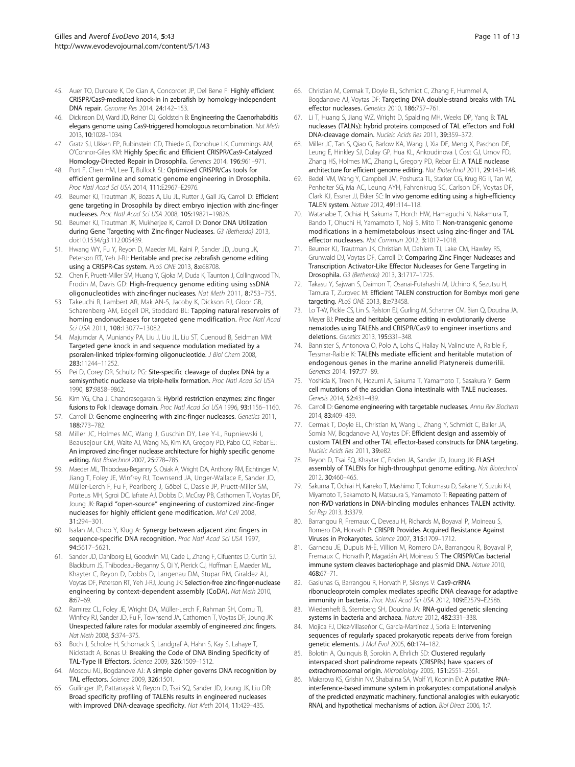45. Auer TO, Duroure K, De Cian A, Concordet JP, Del Bene F: **Highly efficient CRISPR/Cas9-mediated knock-in in zebrafish by homology-independent DNA repair.** *Genome Res* 2014, **24:**142–153.
46. Dickinson DJ, Ward JD, Reiner DJ, Goldstein B: **Engineering the Caenorhabditis elegans genome using Cas9-triggered homologous recombination.** *Nat Meth* 2013, **10:**1028–1034.
47. Gratz SJ, Ukken FP, Rubinstein CD, Thiede G, Donohue LK, Cummings AM, O'Connor-Giles KM: **Highly Specific and Efficient CRISPR/Cas9-Catalyzed Homology-Directed Repair in Drosophila.** *Genetics* 2014, **196:**961–971.
48. Port F, Chen HM, Lee T, Bullock SL: **Optimized CRISPR/Cas tools for efficient germline and somatic genome engineering in Drosophila.** *Proc Natl Acad Sci USA* 2014, **111:**E2967–E2976.
49. Beumer KJ, Trautman JK, Bozas A, Liu JL, Rutter J, Gall JG, Carroll D: **Efficient gene targeting in Drosophila by direct embryo injection with zinc-finger nucleases.** *Proc Natl Acad Sci USA* 2008, **105:**19821–19826.
50. Beumer KJ, Trautman JK, Mukherjee K, Carroll D: **Donor DNA Utilization during Gene Targeting with Zinc-finger Nucleases.** *G3 (Bethesda)* 2013, doi:10.1534/g3.112.005439.
51. Hwang WY, Fu Y, Reyon D, Maeder ML, Kaini P, Sander JD, Joung JK, Peterson RT, Yeh J-RJ: **Heritable and precise zebrafish genome editing using a CRISPR-Cas system.** *PLoS ONE* 2013, **8:**e68708.
52. Chen F, Pruett-Miller SM, Huang Y, Gjoka M, Duda K, Taunton J, Collingwood TN, Frodin M, Davis GD: **High-frequency genome editing using ssDNA oligonucleotides with zinc-finger nucleases.** *Nat Meth* 2011, **8:**753–755.
53. Takeuchi R, Lambert AR, Mak AN-S, Jacoby K, Dickson RJ, Gloor GB, Scharenberg AM, Edgell DR, Stoddard BL: **Tapping natural reservoirs of homing endonucleases for targeted gene modification.** *Proc Natl Acad Sci USA* 2011, **108:**13077–13082.
54. Majumdar A, Muniandy PA, Liu J, Liu JL, Liu ST, Cuenoud B, Seidman MM: **Targeted gene knock in and sequence modulation mediated by a psoralen-linked triplex-forming oligonucleotide.** *J Biol Chem* 2008, **283:**11244–11252.
55. Pei D, Corey DR, Schultz PG: **Site-specific cleavage of duplex DNA by a semisynthetic nuclease via triple-helix formation.** *Proc Natl Acad Sci USA* 1990, **87:**9858–9862.
56. Kim YG, Cha J, Chandrasegaran S: **Hybrid restriction enzymes: zinc finger fusions to Fok I cleavage domain.** *Proc Natl Acad Sci USA* 1996, **93:**1156–1160.
57. Carroll D: **Genome engineering with zinc-finger nucleases.** *Genetics* 2011, **188:**773–782.
58. Miller JC, Holmes MC, Wang J, Guschin DY, Lee Y-L, Rupniewski I, Beausejour CM, Waite AJ, Wang NS, Kim KA, Gregory PD, Pabo CO, Rebar EJ: **An improved zinc-finger nuclease architecture for highly specific genome editing.** *Nat Biotechnol* 2007, **25:**778–785.
59. Maeder ML, Thibodeau-Beganny S, Osiak A, Wright DA, Anthony RM, Eichtinger M, Jiang T, Foley JE, Winfrey RJ, Townsend JA, Unger-Wallace E, Sander JD, Müller-Lerch F, Fu F, Pearlberg J, Göbel C, Dassie JP, Pruett-Miller SM, Porteus MH, Sgroi DC, Iafrate AJ, Dobbs D, McCray PB, Cathomen T, Voytas DF, Joung JK: **Rapid "open-source" engineering of customized zinc-finger nucleases for highly efficient gene modification.** *Mol Cell* 2008, **31:**294–301.
60. Isalan M, Choo Y, Klug A: **Synergy between adjacent zinc fingers in sequence-specific DNA recognition.** *Proc Natl Acad Sci USA* 1997, **94:**5617–5621.
61. Sander JD, Dahlborg EJ, Goodwin MJ, Cade L, Zhang F, Cifuentes D, Curtin SJ, Blackburn JS, Thibodeau-Beganny S, Qi Y, Pierick CJ, Hoffman E, Maeder ML, Khayter C, Reyon D, Dobbs D, Langenau DM, Stupar RM, Giraldez AJ, Voytas DF, Peterson RT, Yeh J-RJ, Joung JK: **Selection-free zinc-finger-nuclease engineering by context-dependent assembly (CoDA).** *Nat Meth* 2010, **8:**67–69.
62. Ramirez CL, Foley JE, Wright DA, Müller-Lerch F, Rahman SH, Cornu TI, Winfrey RJ, Sander JD, Fu F, Townsend JA, Cathomen T, Voytas DF, Joung JK: **Unexpected failure rates for modular assembly of engineered zinc fingers.** *Nat Meth* 2008, **5:**374–375.
63. Boch J, Scholze H, Schornack S, Landgraf A, Hahn S, Kay S, Lahaye T, Nickstadt A, Bonas U: **Breaking the Code of DNA Binding Specificity of TAL-Type III Effectors.** *Science* 2009, **326:**1509–1512.
64. Moscou MJ, Bogdanove AJ: **A simple cipher governs DNA recognition by TAL effectors.** *Science* 2009, **326:**1501.
65. Guilinger JP, Pattanayak V, Reyon D, Tsai SQ, Sander JD, Joung JK, Liu DR: **Broad specificity profiling of TALENs results in engineered nucleases with improved DNA-cleavage specificity.** *Nat Meth* 2014, **11:**429–435.
66. Christian M, Cermak T, Doyle EL, Schmidt C, Zhang F, Hummel A, Bogdanove AJ, Voytas DF: **Targeting DNA double-strand breaks with TAL effector nucleases.** *Genetics* 2010, **186:**757–761.
67. Li T, Huang S, Jiang WZ, Wright D, Spalding MH, Weeks DP, Yang B: **TAL nucleases (TALNs): hybrid proteins composed of TAL effectors and FokI DNA-cleavage domain.** *Nucleic Acids Res* 2011, **39:**359–372.
68. Miller JC, Tan S, Qiao G, Barlow KA, Wang J, Xia DF, Meng X, Paschon DE, Leung E, Hinkley SJ, Dulay GP, Hua KL, Ankoudinova I, Cost GJ, Urnov FD, Zhang HS, Holmes MC, Zhang L, Gregory PD, Rebar EJ: **A TALE nuclease architecture for efficient genome editing.** *Nat Biotechnol* 2011, **29:**143–148.
69. Bedell VM, Wang Y, Campbell JM, Poshusta TL, Starker CG, Krug RG II, Tan W, Penheiter SG, Ma AC, Leung AYH, Fahrenkrug SC, Carlson DF, Voytas DF, Clark KJ, Essner JJ, Ekker SC: **In vivo genome editing using a high-efficiency TALEN system.** *Nature* 2012, **491:**114–118.
70. Watanabe T, Ochiai H, Sakuma T, Horch HW, Hamaguchi N, Nakamura T, Bando T, Ohuchi H, Yamamoto T, Noji S, Mito T: **Non-transgenic genome modifications in a hemimetabolous insect using zinc-finger and TAL effector nucleases.** *Nat Commun* 2012, **3:**1017–1018.
71. Beumer KJ, Trautman JK, Christian M, Dahlem TJ, Lake CM, Hawley RS, Grunwald DJ, Voytas DF, Carroll D: **Comparing Zinc Finger Nucleases and Transcription Activator-Like Effector Nucleases for Gene Targeting in Drosophila.** *G3 (Bethesda)* 2013, **3:**1717–1725.
72. Takasu Y, Sajwan S, Daimon T, Osanai-Futahashi M, Uchino K, Sezutsu H, Tamura T, Zurovec M: **Efficient TALEN construction for Bombyx mori gene targeting.** *PLoS ONE* 2013, **8:**e73458.
73. Lo T-W, Pickle CS, Lin S, Ralston EJ, Gurling M, Schartner CM, Bian Q, Doudna JA, Meyer BJ: **Precise and heritable genome editing in evolutionarily diverse nematodes using TALENs and CRISPR/Cas9 to engineer insertions and deletions.** *Genetics* 2013, **195:**331–348.
74. Bannister S, Antonova O, Polo A, Lohs C, Hallay N, Valinciute A, Raible F, Tessmar-Raible K: **TALENs mediate efficient and heritable mutation of endogenous genes in the marine annelid Platynereis dumerilii.** *Genetics* 2014, **197:**77–89.
75. Yoshida K, Treen N, Hozumi A, Sakuma T, Yamamoto T, Sasakura Y: **Germ cell mutations of the ascidian Ciona intestinalis with TALE nucleases.** *Genesis* 2014, **52:**431–439.
76. Carroll D: **Genome engineering with targetable nucleases.** *Annu Rev Biochem* 2014, **83:**409–439.
77. Cermak T, Doyle EL, Christian M, Wang L, Zhang Y, Schmidt C, Baller JA, Somia NV, Bogdanove AJ, Voytas DF: **Efficient design and assembly of custom TALEN and other TAL effector-based constructs for DNA targeting.** *Nucleic Acids Res* 2011, **39:**e82.
78. Reyon D, Tsai SQ, Khayter C, Foden JA, Sander JD, Joung JK: **FLASH assembly of TALENs for high-throughput genome editing.** *Nat Biotechnol* 2012, **30:**460–465.
79. Sakuma T, Ochiai H, Kaneko T, Mashimo T, Tokumasu D, Sakane Y, Suzuki K-I, Miyamoto T, Sakamoto N, Matsuura S, Yamamoto T: **Repeating pattern of non-RVD variations in DNA-binding modules enhances TALEN activity.** *Sci Rep* 2013, **3:**3379.
80. Barrangou R, Fremaux C, Deveau H, Richards M, Boyaval P, Moineau S, Romero DA, Horvath P: **CRISPR Provides Acquired Resistance Against Viruses in Prokaryotes.** *Science* 2007, **315:**1709–1712.
81. Garneau JE, Dupuis M-È, Villion M, Romero DA, Barrangou R, Boyaval P, Fremaux C, Horvath P, Magadán AH, Moineau S: **The CRISPR/Cas bacterial immune system cleaves bacteriophage and plasmid DNA.** *Nature* 2010, **468:**67–71.
82. Gasiunas G, Barrangou R, Horvath P, Siksnys V: **Cas9-crRNA ribonucleoprotein complex mediates specific DNA cleavage for adaptive immunity in bacteria.** *Proc Natl Acad Sci USA* 2012, **109:**E2579–E2586.
83. Wiedenheft B, Sternberg SH, Doudna JA: **RNA-guided genetic silencing systems in bacteria and archaea.** *Nature* 2012, **482:**331–338.
84. Mojica FJ, Díez-Villaseñor C, García-Martínez J, Soria E: **Intervening sequences of regularly spaced prokaryotic repeats derive from foreign genetic elements.** *J Mol Evol* 2005, **60:**174–182.
85. Bolotin A, Quinquis B, Sorokin A, Ehrlich SD: **Clustered regularly interspaced short palindrome repeats (CRISPRs) have spacers of extrachromosomal origin.** *Microbiology* 2005, **151:**2551–2561.
86. Makarova KS, Grishin NV, Shabalina SA, Wolf YI, Koonin EV: **A putative RNA-interference-based immune system in prokaryotes: computational analysis of the predicted enzymatic machinery, functional analogies with eukaryotic RNAi, and hypothetical mechanisms of action.** *Biol Direct* 2006, **1:**7.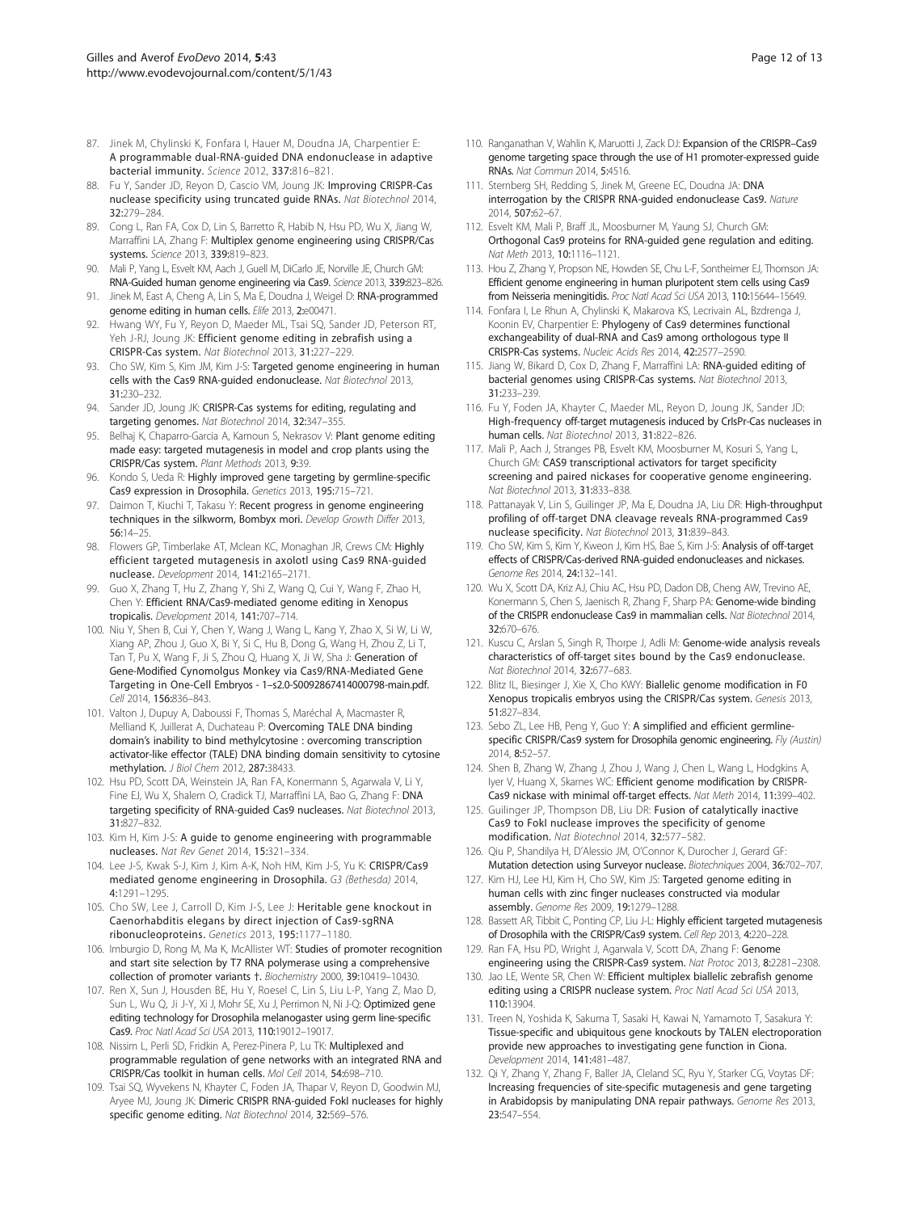87. Jinek M, Chylinski K, Fonfara I, Hauer M, Doudna JA, Charpentier E: **A programmable dual-RNA-guided DNA endonuclease in adaptive bacterial immunity.** *Science* 2012, **337:**816–821.
88. Fu Y, Sander JD, Reyon D, Cascio VM, Joung JK: **Improving CRISPR-Cas nuclease specificity using truncated guide RNAs.** *Nat Biotechnol* 2014, **32:**279–284.
89. Cong L, Ran FA, Cox D, Lin S, Barretto R, Habib N, Hsu PD, Wu X, Jiang W, Marraffini LA, Zhang F: **Multiplex genome engineering using CRISPR/Cas systems.** *Science* 2013, **339:**819–823.
90. Mali P, Yang L, Esvelt KM, Aach J, Guell M, DiCarlo JE, Norville JE, Church GM: **RNA-Guided human genome engineering via Cas9.** *Science* 2013, **339:**823–826.
91. Jinek M, East A, Cheng A, Lin S, Ma E, Doudna J, Weigel D: **RNA-programmed genome editing in human cells.** *Elife* 2013, **2:**e00471.
92. Hwang WY, Fu Y, Reyon D, Maeder ML, Tsai SQ, Sander JD, Peterson RT, Yeh J-RJ, Joung JK: **Efficient genome editing in zebrafish using a CRISPR-Cas system.** *Nat Biotechnol* 2013, **31:**227–229.
93. Cho SW, Kim S, Kim JM, Kim J-S: **Targeted genome engineering in human cells with the Cas9 RNA-guided endonuclease.** *Nat Biotechnol* 2013, **31:**230–232.
94. Sander JD, Joung JK: **CRISPR-Cas systems for editing, regulating and targeting genomes.** *Nat Biotechnol* 2014, **32:**347–355.
95. Belhaj K, Chaparro-Garcia A, Kamoun S, Nekrasov V: **Plant genome editing made easy: targeted mutagenesis in model and crop plants using the CRISPR/Cas system.** *Plant Methods* 2013, **9:**39.
96. Kondo S, Ueda R: **Highly improved gene targeting by germline-specific Cas9 expression in Drosophila.** *Genetics* 2013, **195:**715–721.
97. Daimon T, Kiuchi T, Takasu Y: **Recent progress in genome engineering techniques in the silkworm, Bombyx mori.** *Develop Growth Differ* 2013, **56:**14–25.
98. Flowers GP, Timberlake AT, Mclean KC, Monaghan JR, Crews CM: **Highly efficient targeted mutagenesis in axolotl using Cas9 RNA-guided nuclease.** *Development* 2014, **141:**2165–2171.
99. Guo X, Zhang T, Hu Z, Zhang Y, Shi Z, Wang Q, Cui Y, Wang F, Zhao H, Chen Y: **Efficient RNA/Cas9-mediated genome editing in Xenopus tropicalis.** *Development* 2014, **141:**707–714.
100. Niu Y, Shen B, Cui Y, Chen Y, Wang J, Wang L, Kang Y, Zhao X, Si W, Li W, Xiang AP, Zhou J, Guo X, Bi Y, Si C, Hu B, Dong G, Wang H, Zhou Z, Li T, Tan T, Pu X, Wang F, Ji S, Zhou Q, Huang X, Ji W, Sha J: **Generation of Gene-Modified Cynomolgus Monkey via Cas9/RNA-Mediated Gene Targeting in One-Cell Embryos - 1–s2.0-S0092867414000798-main.pdf.** *Cell* 2014, **156:**836–843.
101. Valton J, Dupuy A, Daboussi F, Thomas S, Maréchal A, Macmaster R, Melliand K, Juillerat A, Duchateau P: **Overcoming TALE DNA binding domain's inability to bind methylcytosine : overcoming transcription activator-like effector (TALE) DNA binding domain sensitivity to cytosine methylation.** *J Biol Chem* 2012, **287:**38433.
102. Hsu PD, Scott DA, Weinstein JA, Ran FA, Konermann S, Agarwala V, Li Y, Fine EJ, Wu X, Shalem O, Cradick TJ, Marraffini LA, Bao G, Zhang F: **DNA targeting specificity of RNA-guided Cas9 nucleases.** *Nat Biotechnol* 2013, **31:**827–832.
103. Kim H, Kim J-S: **A guide to genome engineering with programmable nucleases.** *Nat Rev Genet* 2014, **15:**321–334.
104. Lee J-S, Kwak S-J, Kim J, Kim A-K, Noh HM, Kim J-S, Yu K: **CRISPR/Cas9 mediated genome engineering in Drosophila.** *G3 (Bethesda)* 2014, **4:**1291–1295.
105. Cho SW, Lee J, Carroll D, Kim J-S, Lee J: **Heritable gene knockout in Caenorhabditis elegans by direct injection of Cas9-sgRNA ribonucleoproteins.** *Genetics* 2013, **195:**1177–1180.
106. Imburgio D, Rong M, Ma K, McAllister WT: **Studies of promoter recognition and start site selection by T7 RNA polymerase using a comprehensive collection of promoter variants †.** *Biochemistry* 2000, **39:**10419–10430.
107. Ren X, Sun J, Housden BE, Hu Y, Roesel C, Lin S, Liu L-P, Yang Z, Mao D, Sun L, Wu Q, Ji J-Y, Xi J, Mohr SE, Xu J, Perrimon N, Ni J-Q: **Optimized gene editing technology for Drosophila melanogaster using germ line-specific Cas9.** *Proc Natl Acad Sci USA* 2013, **110:**19012–19017.
108. Nissim L, Perli SD, Fridkin A, Perez-Pinera P, Lu TK: **Multiplexed and programmable regulation of gene networks with an integrated RNA and CRISPR/Cas toolkit in human cells.** *Mol Cell* 2014, **54:**698–710.
109. Tsai SQ, Wyvekens N, Khayter C, Foden JA, Thapar V, Reyon D, Goodwin MJ, Aryee MJ, Joung JK: **Dimeric CRISPR RNA-guided FokI nucleases for highly specific genome editing.** *Nat Biotechnol* 2014, **32:**569–576.
110. Ranganathan V, Wahlin K, Maruotti J, Zack DJ: **Expansion of the CRISPR–Cas9 genome targeting space through the use of H1 promoter-expressed guide RNAs.** *Nat Commun* 2014, **5:**4516.
111. Sternberg SH, Redding S, Jinek M, Greene EC, Doudna JA: **DNA interrogation by the CRISPR RNA-guided endonuclease Cas9.** *Nature* 2014, **507:**62–67.
112. Esvelt KM, Mali P, Braff JL, Moosburner M, Yaung SJ, Church GM: **Orthogonal Cas9 proteins for RNA-guided gene regulation and editing.** *Nat Meth* 2013, **10:**1116–1121.
113. Hou Z, Zhang Y, Propson NE, Howden SE, Chu L-F, Sontheimer EJ, Thomson JA: **Efficient genome engineering in human pluripotent stem cells using Cas9 from Neisseria meningitidis.** *Proc Natl Acad Sci USA* 2013, **110:**15644–15649.
114. Fonfara I, Le Rhun A, Chylinski K, Makarova KS, Lecrivain AL, Bzdrenga J, Koonin EV, Charpentier E: **Phylogeny of Cas9 determines functional exchangeability of dual-RNA and Cas9 among orthologous type II CRISPR-Cas systems.** *Nucleic Acids Res* 2014, **42:**2577–2590.
115. Jiang W, Bikard D, Cox D, Zhang F, Marraffini LA: **RNA-guided editing of bacterial genomes using CRISPR-Cas systems.** *Nat Biotechnol* 2013, **31:**233–239.
116. Fu Y, Foden JA, Khayter C, Maeder ML, Reyon D, Joung JK, Sander JD: **High-frequency off-target mutagenesis induced by CrIsPr-Cas nucleases in human cells.** *Nat Biotechnol* 2013, **31:**822–826.
117. Mali P, Aach J, Stranges PB, Esvelt KM, Moosburner M, Kosuri S, Yang L, Church GM: **CAS9 transcriptional activators for target specificity screening and paired nickases for cooperative genome engineering.** *Nat Biotechnol* 2013, **31:**833–838.
118. Pattanayak V, Lin S, Guilinger JP, Ma E, Doudna JA, Liu DR: **High-throughput profiling of off-target DNA cleavage reveals RNA-programmed Cas9 nuclease specificity.** *Nat Biotechnol* 2013, **31:**839–843.
119. Cho SW, Kim S, Kim Y, Kweon J, Kim HS, Bae S, Kim J-S: **Analysis of off-target effects of CRISPR/Cas-derived RNA-guided endonucleases and nickases.** *Genome Res* 2014, **24:**132–141.
120. Wu X, Scott DA, Kriz AJ, Chiu AC, Hsu PD, Dadon DB, Cheng AW, Trevino AE, Konermann S, Chen S, Jaenisch R, Zhang F, Sharp PA: **Genome-wide binding of the CRISPR endonuclease Cas9 in mammalian cells.** *Nat Biotechnol* 2014, **32:**670–676.
121. Kuscu C, Arslan S, Singh R, Thorpe J, Adli M: **Genome-wide analysis reveals characteristics of off-target sites bound by the Cas9 endonuclease.** *Nat Biotechnol* 2014, **32:**677–683.
122. Blitz IL, Biesinger J, Xie X, Cho KWY: **Biallelic genome modification in F0 Xenopus tropicalis embryos using the CRISPR/Cas system.** *Genesis* 2013, **51:**827–834.
123. Sebo ZL, Lee HB, Peng Y, Guo Y: **A simplified and efficient germline-specific CRISPR/Cas9 system for Drosophila genomic engineering.** *Fly (Austin)* 2014, **8:**52–57.
124. Shen B, Zhang W, Zhang J, Zhou J, Wang J, Chen L, Wang L, Hodgkins A, Iyer V, Huang X, Skarnes WC: **Efficient genome modification by CRISPR-Cas9 nickase with minimal off-target effects.** *Nat Meth* 2014, **11:**399–402.
125. Guilinger JP, Thompson DB, Liu DR: **Fusion of catalytically inactive Cas9 to FokI nuclease improves the specificity of genome modification.** *Nat Biotechnol* 2014, **32:**577–582.
126. Qiu P, Shandilya H, D'Alessio JM, O'Connor K, Durocher J, Gerard GF: **Mutation detection using Surveyor nuclease.** *Biotechniques* 2004, **36:**702–707.
127. Kim HJ, Lee HJ, Kim H, Cho SW, Kim JS: **Targeted genome editing in human cells with zinc finger nucleases constructed via modular assembly.** *Genome Res* 2009, **19:**1279–1288.
128. Bassett AR, Tibbit C, Ponting CP, Liu J-L: **Highly efficient targeted mutagenesis of Drosophila with the CRISPR/Cas9 system.** *Cell Rep* 2013, **4:**220–228.
129. Ran FA, Hsu PD, Wright J, Agarwala V, Scott DA, Zhang F: **Genome engineering using the CRISPR-Cas9 system.** *Nat Protoc* 2013, **8:**2281–2308.
130. Jao LE, Wente SR, Chen W: **Efficient multiplex biallelic zebrafish genome editing using a CRISPR nuclease system.** *Proc Natl Acad Sci USA* 2013, **110:**13904.
131. Treen N, Yoshida K, Sakuma T, Sasaki H, Kawai N, Yamamoto T, Sasakura Y: **Tissue-specific and ubiquitous gene knockouts by TALEN electroporation provide new approaches to investigating gene function in Ciona.** *Development* 2014, **141:**481–487.
132. Qi Y, Zhang Y, Zhang F, Baller JA, Cleland SC, Ryu Y, Starker CG, Voytas DF: **Increasing frequencies of site-specific mutagenesis and gene targeting in Arabidopsis by manipulating DNA repair pathways.** *Genome Res* 2013, **23:**547–554.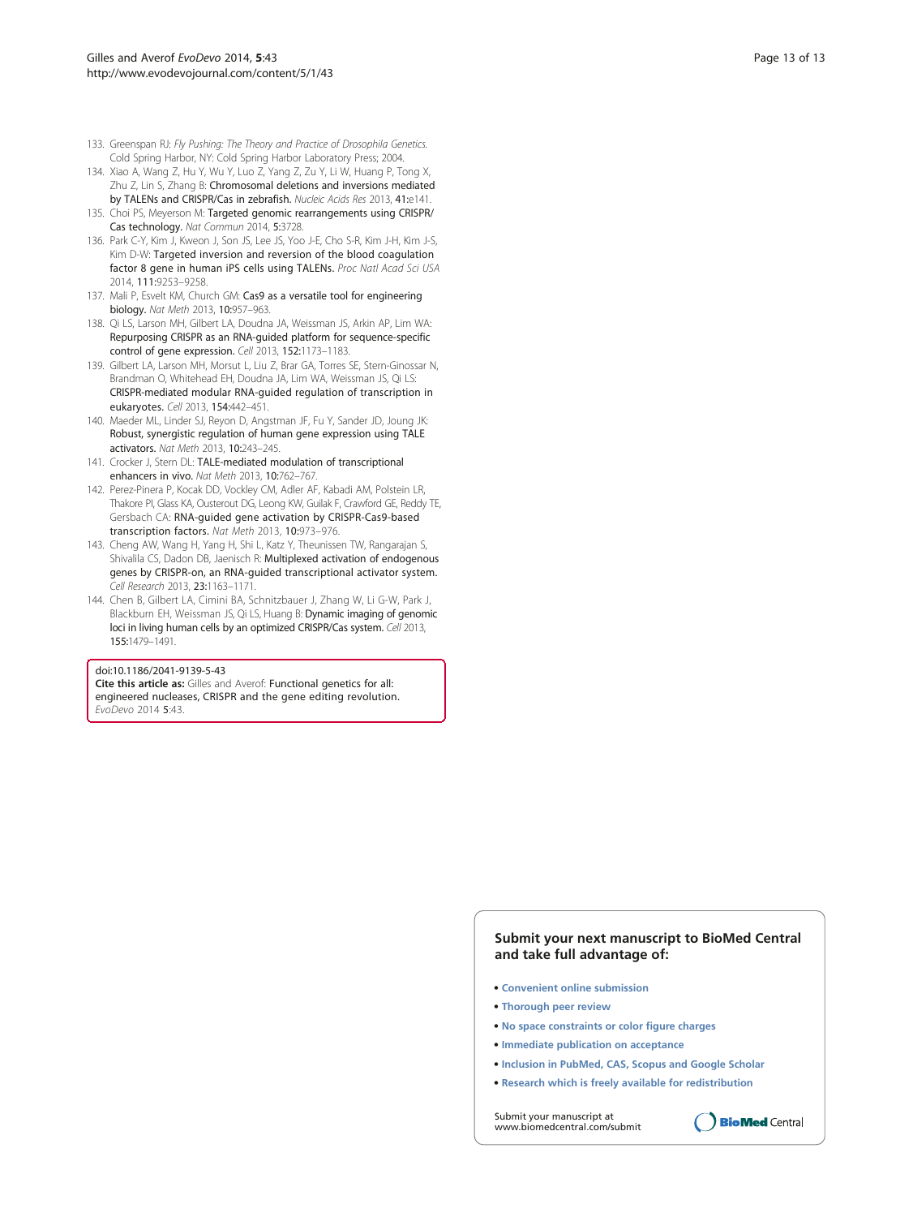133. Greenspan RJ: *Fly Pushing: The Theory and Practice of Drosophila Genetics.* Cold Spring Harbor, NY: Cold Spring Harbor Laboratory Press; 2004.
134. Xiao A, Wang Z, Hu Y, Wu Y, Luo Z, Yang Z, Zu Y, Li W, Huang P, Tong X, Zhu Z, Lin S, Zhang B: **Chromosomal deletions and inversions mediated by TALENs and CRISPR/Cas in zebrafish.** *Nucleic Acids Res* 2013, **41:**e141.
135. Choi PS, Meyerson M: **Targeted genomic rearrangements using CRISPR/Cas technology.** *Nat Commun* 2014, **5:**3728.
136. Park C-Y, Kim J, Kweon J, Son JS, Lee JS, Yoo J-E, Cho S-R, Kim J-H, Kim J-S, Kim D-W: **Targeted inversion and reversion of the blood coagulation factor 8 gene in human iPS cells using TALENs.** *Proc Natl Acad Sci USA* 2014, **111:**9253–9258.
137. Mali P, Esvelt KM, Church GM: **Cas9 as a versatile tool for engineering biology.** *Nat Meth* 2013, **10:**957–963.
138. Qi LS, Larson MH, Gilbert LA, Doudna JA, Weissman JS, Arkin AP, Lim WA: **Repurposing CRISPR as an RNA-guided platform for sequence-specific control of gene expression.** *Cell* 2013, **152:**1173–1183.
139. Gilbert LA, Larson MH, Morsut L, Liu Z, Brar GA, Torres SE, Stern-Ginossar N, Brandman O, Whitehead EH, Doudna JA, Lim WA, Weissman JS, Qi LS: **CRISPR-mediated modular RNA-guided regulation of transcription in eukaryotes.** *Cell* 2013, **154:**442–451.
140. Maeder ML, Linder SJ, Reyon D, Angstman JF, Fu Y, Sander JD, Joung JK: **Robust, synergistic regulation of human gene expression using TALE activators.** *Nat Meth* 2013, **10:**243–245.
141. Crocker J, Stern DL: **TALE-mediated modulation of transcriptional enhancers in vivo.** *Nat Meth* 2013, **10:**762–767.
142. Perez-Pinera P, Kocak DD, Vockley CM, Adler AF, Kabadi AM, Polstein LR, Thakore PI, Glass KA, Ousterout DG, Leong KW, Guilak F, Crawford GE, Reddy TE, Gersbach CA: **RNA-guided gene activation by CRISPR-Cas9-based transcription factors.** *Nat Meth* 2013, **10:**973–976.
143. Cheng AW, Wang H, Yang H, Shi L, Katz Y, Theunissen TW, Rangarajan S, Shivalila CS, Dadon DB, Jaenisch R: **Multiplexed activation of endogenous genes by CRISPR-on, an RNA-guided transcriptional activator system.** *Cell Research* 2013, **23:**1163–1171.
144. Chen B, Gilbert LA, Cimini BA, Schnitzbauer J, Zhang W, Li G-W, Park J, Blackburn EH, Weissman JS, Qi LS, Huang B: **Dynamic imaging of genomic loci in living human cells by an optimized CRISPR/Cas system.** *Cell* 2013, **155:**1479–1491.

doi:10.1186/2041-9139-5-43
**Cite this article as:** Gilles and Averof: **Functional genetics for all: engineered nucleases, CRISPR and the gene editing revolution.** *EvoDevo* 2014 **5**:43.

**Submit your next manuscript to BioMed Central and take full advantage of:**

- **Convenient online submission**
- **Thorough peer review**
- **No space constraints or color figure charges**
- **Immediate publication on acceptance**
- **Inclusion in PubMed, CAS, Scopus and Google Scholar**
- **Research which is freely available for redistribution**

Submit your manuscript at
www.biomedcentral.com/submit

BioMed Central